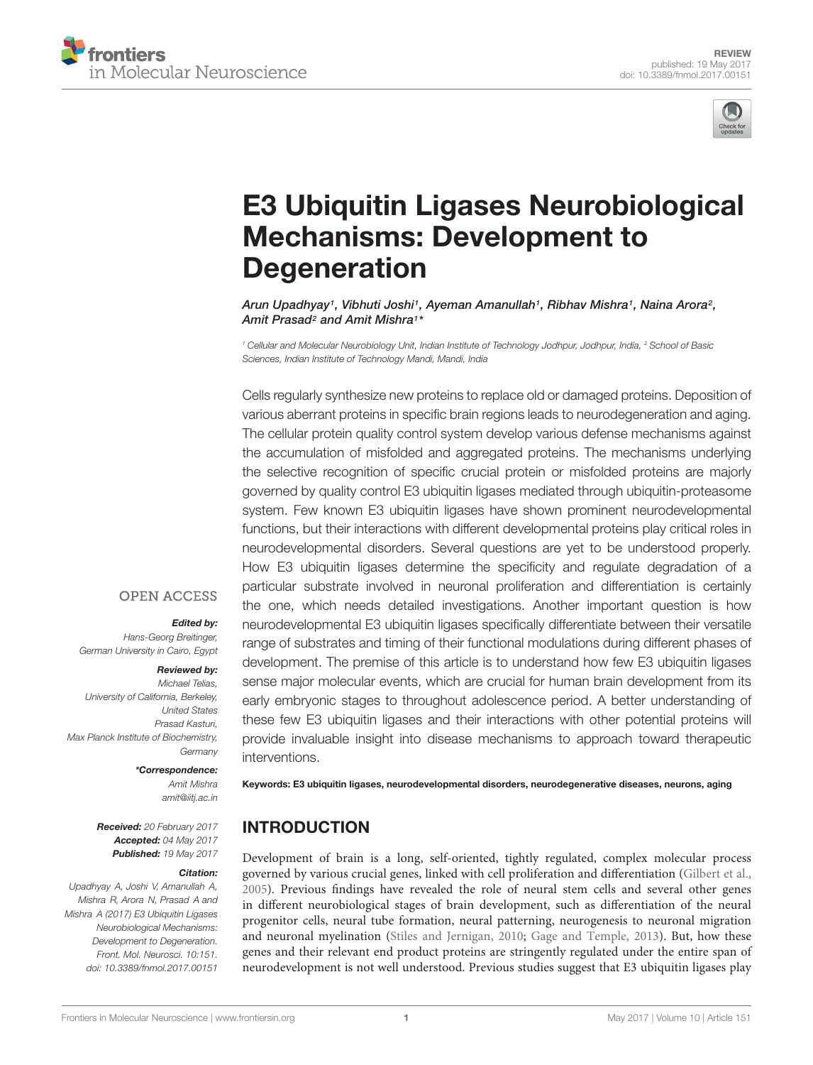REVIEW
published: 19 May 2017
doi: 10.3389/fnmol.2017.00151

# E3 Ubiquitin Ligases Neurobiological Mechanisms: Development to Degeneration

*Arun Upadhyay[1], Vibhuti Joshi[1], Ayeman Amanullah[1], Ribhav Mishra[1], Naina Arora[2], Amit Prasad[2] and Amit Mishra[1]\**

[1] Cellular and Molecular Neurobiology Unit, Indian Institute of Technology Jodhpur, Jodhpur, India, [2] School of Basic Sciences, Indian Institute of Technology Mandi, Mandi, India

Cells regularly synthesize new proteins to replace old or damaged proteins. Deposition of various aberrant proteins in specific brain regions leads to neurodegeneration and aging. The cellular protein quality control system develop various defense mechanisms against the accumulation of misfolded and aggregated proteins. The mechanisms underlying the selective recognition of specific crucial protein or misfolded proteins are majorly governed by quality control E3 ubiquitin ligases mediated through ubiquitin-proteasome system. Few known E3 ubiquitin ligases have shown prominent neurodevelopmental functions, but their interactions with different developmental proteins play critical roles in neurodevelopmental disorders. Several questions are yet to be understood properly. How E3 ubiquitin ligases determine the specificity and regulate degradation of a particular substrate involved in neuronal proliferation and differentiation is certainly the one, which needs detailed investigations. Another important question is how neurodevelopmental E3 ubiquitin ligases specifically differentiate between their versatile range of substrates and timing of their functional modulations during different phases of development. The premise of this article is to understand how few E3 ubiquitin ligases sense major molecular events, which are crucial for human brain development from its early embryonic stages to throughout adolescence period. A better understanding of these few E3 ubiquitin ligases and their interactions with other potential proteins will provide invaluable insight into disease mechanisms to approach toward therapeutic interventions.

**Keywords: E3 ubiquitin ligases, neurodevelopmental disorders, neurodegenerative diseases, neurons, aging**

OPEN ACCESS

***Edited by:***
Hans-Georg Breitinger,
German University in Cairo, Egypt

***Reviewed by:***
Michael Telias,
University of California, Berkeley,
United States
Prasad Kasturi,
Max Planck Institute of Biochemistry,
Germany

***\*Correspondence:***
Amit Mishra
amit@iitj.ac.in

**Received:** 20 February 2017
**Accepted:** 04 May 2017
**Published:** 19 May 2017

***Citation:***
Upadhyay A, Joshi V, Amanullah A, Mishra R, Arora N, Prasad A and Mishra A (2017) E3 Ubiquitin Ligases Neurobiological Mechanisms: Development to Degeneration. Front. Mol. Neurosci. 10:151. doi: 10.3389/fnmol.2017.00151

## INTRODUCTION

Development of brain is a long, self-oriented, tightly regulated, complex molecular process governed by various crucial genes, linked with cell proliferation and differentiation (Gilbert et al., 2005). Previous findings have revealed the role of neural stem cells and several other genes in different neurobiological stages of brain development, such as differentiation of the neural progenitor cells, neural tube formation, neural patterning, neurogenesis to neuronal migration and neuronal myelination (Stiles and Jernigan, 2010; Gage and Temple, 2013). But, how these genes and their relevant end product proteins are stringently regulated under the entire span of neurodevelopment is not well understood. Previous studies suggest that E3 ubiquitin ligases play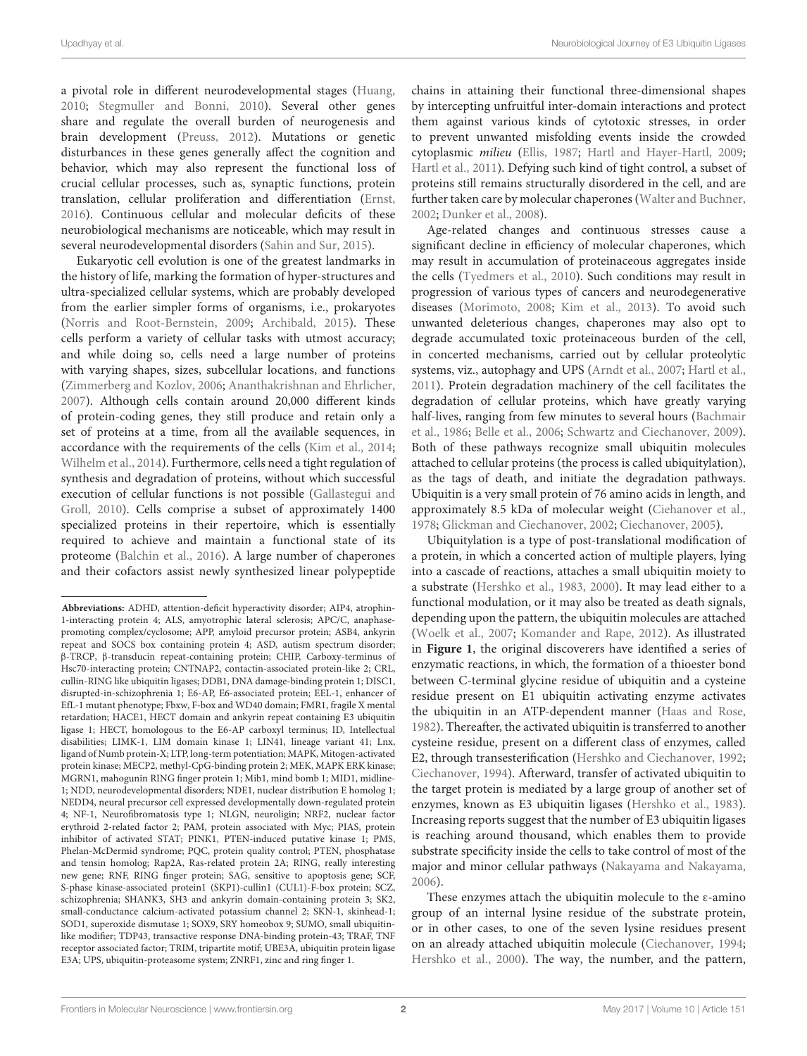a pivotal role in different neurodevelopmental stages (Huang, 2010; Stegmuller and Bonni, 2010). Several other genes share and regulate the overall burden of neurogenesis and brain development (Preuss, 2012). Mutations or genetic disturbances in these genes generally affect the cognition and behavior, which may also represent the functional loss of crucial cellular processes, such as, synaptic functions, protein translation, cellular proliferation and differentiation (Ernst, 2016). Continuous cellular and molecular deficits of these neurobiological mechanisms are noticeable, which may result in several neurodevelopmental disorders (Sahin and Sur, 2015).

Eukaryotic cell evolution is one of the greatest landmarks in the history of life, marking the formation of hyper-structures and ultra-specialized cellular systems, which are probably developed from the earlier simpler forms of organisms, i.e., prokaryotes (Norris and Root-Bernstein, 2009; Archibald, 2015). These cells perform a variety of cellular tasks with utmost accuracy; and while doing so, cells need a large number of proteins with varying shapes, sizes, subcellular locations, and functions (Zimmerberg and Kozlov, 2006; Ananthakrishnan and Ehrlicher, 2007). Although cells contain around 20,000 different kinds of protein-coding genes, they still produce and retain only a set of proteins at a time, from all the available sequences, in accordance with the requirements of the cells (Kim et al., 2014; Wilhelm et al., 2014). Furthermore, cells need a tight regulation of synthesis and degradation of proteins, without which successful execution of cellular functions is not possible (Gallastegui and Groll, 2010). Cells comprise a subset of approximately 1400 specialized proteins in their repertoire, which is essentially required to achieve and maintain a functional state of its proteome (Balchin et al., 2016). A large number of chaperones and their cofactors assist newly synthesized linear polypeptide chains in attaining their functional three-dimensional shapes by intercepting unfruitful inter-domain interactions and protect them against various kinds of cytotoxic stresses, in order to prevent unwanted misfolding events inside the crowded cytoplasmic *milieu* (Ellis, 1987; Hartl and Hayer-Hartl, 2009; Hartl et al., 2011). Defying such kind of tight control, a subset of proteins still remains structurally disordered in the cell, and are further taken care by molecular chaperones (Walter and Buchner, 2002; Dunker et al., 2008).

Age-related changes and continuous stresses cause a significant decline in efficiency of molecular chaperones, which may result in accumulation of proteinaceous aggregates inside the cells (Tyedmers et al., 2010). Such conditions may result in progression of various types of cancers and neurodegenerative diseases (Morimoto, 2008; Kim et al., 2013). To avoid such unwanted deleterious changes, chaperones may also opt to degrade accumulated toxic proteinaceous burden of the cell, in concerted mechanisms, carried out by cellular proteolytic systems, viz., autophagy and UPS (Arndt et al., 2007; Hartl et al., 2011). Protein degradation machinery of the cell facilitates the degradation of cellular proteins, which have greatly varying half-lives, ranging from few minutes to several hours (Bachmair et al., 1986; Belle et al., 2006; Schwartz and Ciechanover, 2009). Both of these pathways recognize small ubiquitin molecules attached to cellular proteins (the process is called ubiquitylation), as the tags of death, and initiate the degradation pathways. Ubiquitin is a very small protein of 76 amino acids in length, and approximately 8.5 kDa of molecular weight (Ciehanover et al., 1978; Glickman and Ciechanover, 2002; Ciechanover, 2005).

Ubiquitylation is a type of post-translational modification of a protein, in which a concerted action of multiple players, lying into a cascade of reactions, attaches a small ubiquitin moiety to a substrate (Hershko et al., 1983, 2000). It may lead either to a functional modulation, or it may also be treated as death signals, depending upon the pattern, the ubiquitin molecules are attached (Woelk et al., 2007; Komander and Rape, 2012). As illustrated in **Figure 1**, the original discoverers have identified a series of enzymatic reactions, in which, the formation of a thioester bond between C-terminal glycine residue of ubiquitin and a cysteine residue present on E1 ubiquitin activating enzyme activates the ubiquitin in an ATP-dependent manner (Haas and Rose, 1982). Thereafter, the activated ubiquitin is transferred to another cysteine residue, present on a different class of enzymes, called E2, through transesterification (Hershko and Ciechanover, 1992; Ciechanover, 1994). Afterward, transfer of activated ubiquitin to the target protein is mediated by a large group of another set of enzymes, known as E3 ubiquitin ligases (Hershko et al., 1983). Increasing reports suggest that the number of E3 ubiquitin ligases is reaching around thousand, which enables them to provide substrate specificity inside the cells to take control of most of the major and minor cellular pathways (Nakayama and Nakayama, 2006).

These enzymes attach the ubiquitin molecule to the ε-amino group of an internal lysine residue of the substrate protein, or in other cases, to one of the seven lysine residues present on an already attached ubiquitin molecule (Ciechanover, 1994; Hershko et al., 2000). The way, the number, and the pattern,

**Abbreviations:** ADHD, attention-deficit hyperactivity disorder; AIP4, atrophin-1-interacting protein 4; ALS, amyotrophic lateral sclerosis; APC/C, anaphase-promoting complex/cyclosome; APP, amyloid precursor protein; ASB4, ankyrin repeat and SOCS box containing protein 4; ASD, autism spectrum disorder; β-TRCP, β-transducin repeat-containing protein; CHIP, Carboxy-terminus of Hsc70-interacting protein; CNTNAP2, contactin-associated protein-like 2; CRL, cullin-RING like ubiquitin ligases; DDB1, DNA damage-binding protein 1; DISC1, disrupted-in-schizophrenia 1; E6-AP, E6-associated protein; EEL-1, enhancer of EfL-1 mutant phenotype; Fbxw, F-box and WD40 domain; FMR1, fragile X mental retardation; HACE1, HECT domain and ankyrin repeat containing E3 ubiquitin ligase 1; HECT, homologous to the E6-AP carboxyl terminus; ID, Intellectual disabilities; LIMK-1, LIM domain kinase 1; LIN41, lineage variant 41; Lnx, ligand of Numb protein-X; LTP, long-term potentiation; MAPK, Mitogen-activated protein kinase; MECP2, methyl-CpG-binding protein 2; MEK, MAPK ERK kinase; MGRN1, mahogunin RING finger protein 1; Mib1, mind bomb 1; MID1, midline-1; NDD, neurodevelopmental disorders; NDE1, nuclear distribution E homolog 1; NEDD4, neural precursor cell expressed developmentally down-regulated protein 4; NF-1, Neurofibromatosis type 1; NLGN, neuroligin; NRF2, nuclear factor erythroid 2-related factor 2; PAM, protein associated with Myc; PIAS, protein inhibitor of activated STAT; PINK1, PTEN-induced putative kinase 1; PMS, Phelan-McDermid syndrome; PQC, protein quality control; PTEN, phosphatase and tensin homolog; Rap2A, Ras-related protein 2A; RING, really interesting new gene; RNF, RING finger protein; SAG, sensitive to apoptosis gene; SCF, S-phase kinase-associated protein1 (SKP1)-cullin1 (CUL1)-F-box protein; SCZ, schizophrenia; SHANK3, SH3 and ankyrin domain-containing protein 3; SK2, small-conductance calcium-activated potassium channel 2; SKN-1, skinhead-1; SOD1, superoxide dismutase 1; SOX9, SRY homeobox 9; SUMO, small ubiquitin-like modifier; TDP43, transactive response DNA-binding protein-43; TRAF, TNF receptor associated factor; TRIM, tripartite motif; UBE3A, ubiquitin protein ligase E3A; UPS, ubiquitin-proteasome system; ZNRF1, zinc and ring finger 1.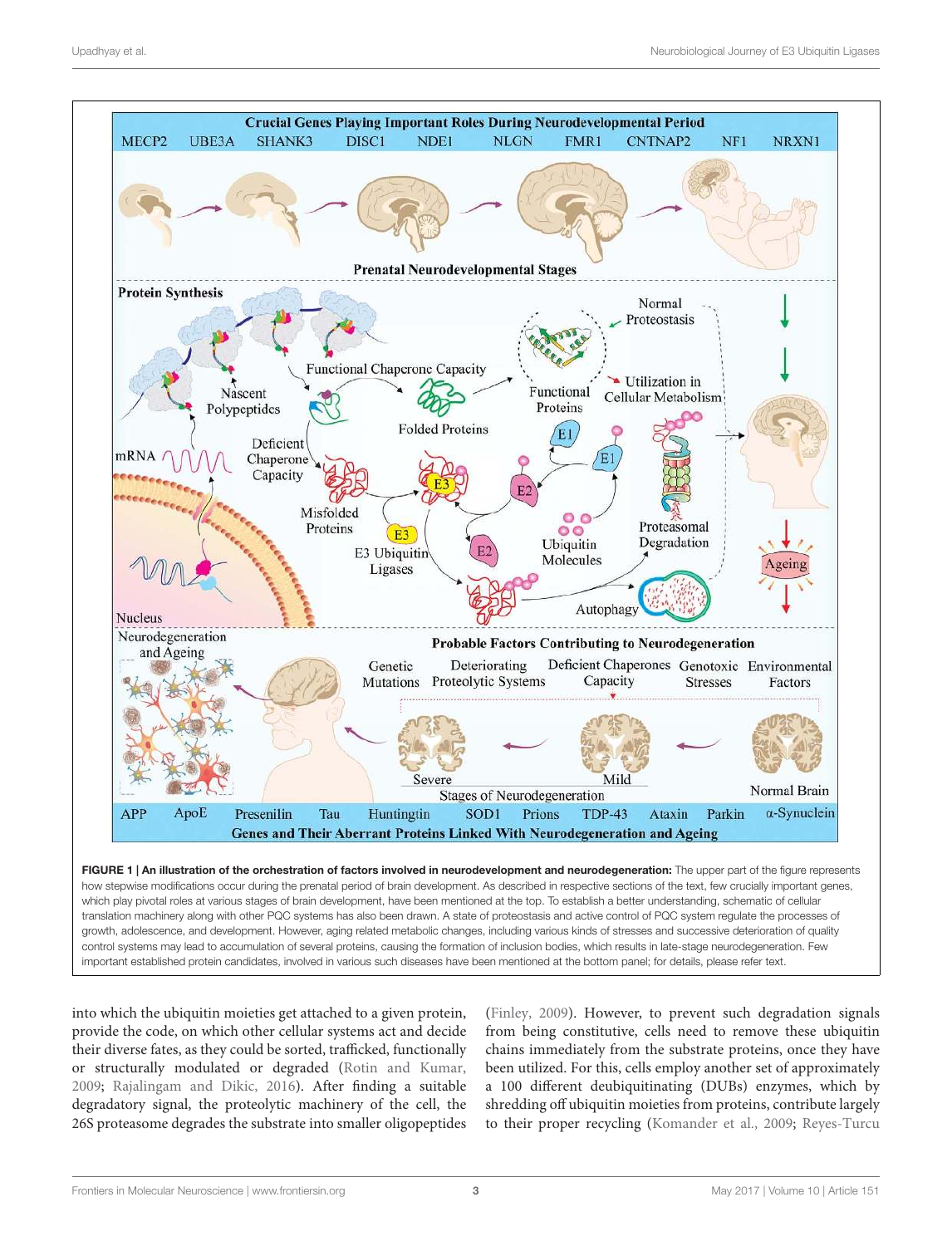**FIGURE 1 | An illustration of the orchestration of factors involved in neurodevelopment and neurodegeneration:** The upper part of the figure represents how stepwise modifications occur during the prenatal period of brain development. As described in respective sections of the text, few crucially important genes, which play pivotal roles at various stages of brain development, have been mentioned at the top. To establish a better understanding, schematic of cellular translation machinery along with other PQC systems has also been drawn. A state of proteostasis and active control of PQC system regulate the processes of growth, adolescence, and development. However, aging related metabolic changes, including various kinds of stresses and successive deterioration of quality control systems may lead to accumulation of several proteins, causing the formation of inclusion bodies, which results in late-stage neurodegeneration. Few important established protein candidates, involved in various such diseases have been mentioned at the bottom panel; for details, please refer text.

into which the ubiquitin moieties get attached to a given protein, provide the code, on which other cellular systems act and decide their diverse fates, as they could be sorted, trafficked, functionally or structurally modulated or degraded (Rotin and Kumar, 2009; Rajalingam and Dikic, 2016). After finding a suitable degradatory signal, the proteolytic machinery of the cell, the 26S proteasome degrades the substrate into smaller oligopeptides (Finley, 2009). However, to prevent such degradation signals from being constitutive, cells need to remove these ubiquitin chains immediately from the substrate proteins, once they have been utilized. For this, cells employ another set of approximately a 100 different deubiquitinating (DUBs) enzymes, which by shredding off ubiquitin moieties from proteins, contribute largely to their proper recycling (Komander et al., 2009; Reyes-Turcu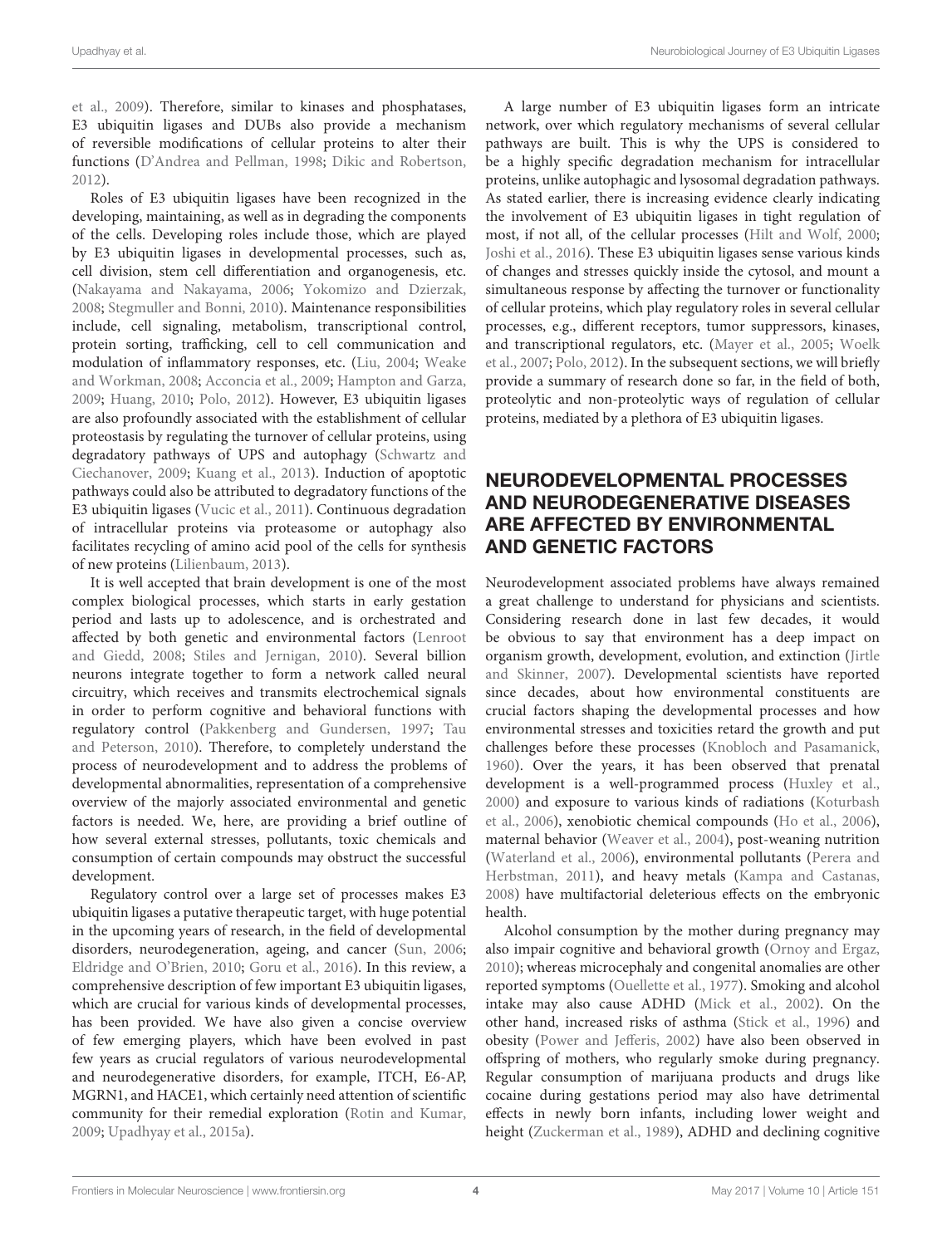et al., 2009). Therefore, similar to kinases and phosphatases, E3 ubiquitin ligases and DUBs also provide a mechanism of reversible modifications of cellular proteins to alter their functions (D'Andrea and Pellman, 1998; Dikic and Robertson, 2012).

Roles of E3 ubiquitin ligases have been recognized in the developing, maintaining, as well as in degrading the components of the cells. Developing roles include those, which are played by E3 ubiquitin ligases in developmental processes, such as, cell division, stem cell differentiation and organogenesis, etc. (Nakayama and Nakayama, 2006; Yokomizo and Dzierzak, 2008; Stegmuller and Bonni, 2010). Maintenance responsibilities include, cell signaling, metabolism, transcriptional control, protein sorting, trafficking, cell to cell communication and modulation of inflammatory responses, etc. (Liu, 2004; Weake and Workman, 2008; Acconcia et al., 2009; Hampton and Garza, 2009; Huang, 2010; Polo, 2012). However, E3 ubiquitin ligases are also profoundly associated with the establishment of cellular proteostasis by regulating the turnover of cellular proteins, using degradatory pathways of UPS and autophagy (Schwartz and Ciechanover, 2009; Kuang et al., 2013). Induction of apoptotic pathways could also be attributed to degradatory functions of the E3 ubiquitin ligases (Vucic et al., 2011). Continuous degradation of intracellular proteins via proteasome or autophagy also facilitates recycling of amino acid pool of the cells for synthesis of new proteins (Lilienbaum, 2013).

It is well accepted that brain development is one of the most complex biological processes, which starts in early gestation period and lasts up to adolescence, and is orchestrated and affected by both genetic and environmental factors (Lenroot and Giedd, 2008; Stiles and Jernigan, 2010). Several billion neurons integrate together to form a network called neural circuitry, which receives and transmits electrochemical signals in order to perform cognitive and behavioral functions with regulatory control (Pakkenberg and Gundersen, 1997; Tau and Peterson, 2010). Therefore, to completely understand the process of neurodevelopment and to address the problems of developmental abnormalities, representation of a comprehensive overview of the majorly associated environmental and genetic factors is needed. We, here, are providing a brief outline of how several external stresses, pollutants, toxic chemicals and consumption of certain compounds may obstruct the successful development.

Regulatory control over a large set of processes makes E3 ubiquitin ligases a putative therapeutic target, with huge potential in the upcoming years of research, in the field of developmental disorders, neurodegeneration, ageing, and cancer (Sun, 2006; Eldridge and O'Brien, 2010; Goru et al., 2016). In this review, a comprehensive description of few important E3 ubiquitin ligases, which are crucial for various kinds of developmental processes, has been provided. We have also given a concise overview of few emerging players, which have been evolved in past few years as crucial regulators of various neurodevelopmental and neurodegenerative disorders, for example, ITCH, E6-AP, MGRN1, and HACE1, which certainly need attention of scientific community for their remedial exploration (Rotin and Kumar, 2009; Upadhyay et al., 2015a).

A large number of E3 ubiquitin ligases form an intricate network, over which regulatory mechanisms of several cellular pathways are built. This is why the UPS is considered to be a highly specific degradation mechanism for intracellular proteins, unlike autophagic and lysosomal degradation pathways. As stated earlier, there is increasing evidence clearly indicating the involvement of E3 ubiquitin ligases in tight regulation of most, if not all, of the cellular processes (Hilt and Wolf, 2000; Joshi et al., 2016). These E3 ubiquitin ligases sense various kinds of changes and stresses quickly inside the cytosol, and mount a simultaneous response by affecting the turnover or functionality of cellular proteins, which play regulatory roles in several cellular processes, e.g., different receptors, tumor suppressors, kinases, and transcriptional regulators, etc. (Mayer et al., 2005; Woelk et al., 2007; Polo, 2012). In the subsequent sections, we will briefly provide a summary of research done so far, in the field of both, proteolytic and non-proteolytic ways of regulation of cellular proteins, mediated by a plethora of E3 ubiquitin ligases.

## NEURODEVELOPMENTAL PROCESSES AND NEURODEGENERATIVE DISEASES ARE AFFECTED BY ENVIRONMENTAL AND GENETIC FACTORS

Neurodevelopment associated problems have always remained a great challenge to understand for physicians and scientists. Considering research done in last few decades, it would be obvious to say that environment has a deep impact on organism growth, development, evolution, and extinction (Jirtle and Skinner, 2007). Developmental scientists have reported since decades, about how environmental constituents are crucial factors shaping the developmental processes and how environmental stresses and toxicities retard the growth and put challenges before these processes (Knobloch and Pasamanick, 1960). Over the years, it has been observed that prenatal development is a well-programmed process (Huxley et al., 2000) and exposure to various kinds of radiations (Koturbash et al., 2006), xenobiotic chemical compounds (Ho et al., 2006), maternal behavior (Weaver et al., 2004), post-weaning nutrition (Waterland et al., 2006), environmental pollutants (Perera and Herbstman, 2011), and heavy metals (Kampa and Castanas, 2008) have multifactorial deleterious effects on the embryonic health.

Alcohol consumption by the mother during pregnancy may also impair cognitive and behavioral growth (Ornoy and Ergaz, 2010); whereas microcephaly and congenital anomalies are other reported symptoms (Ouellette et al., 1977). Smoking and alcohol intake may also cause ADHD (Mick et al., 2002). On the other hand, increased risks of asthma (Stick et al., 1996) and obesity (Power and Jefferis, 2002) have also been observed in offspring of mothers, who regularly smoke during pregnancy. Regular consumption of marijuana products and drugs like cocaine during gestations period may also have detrimental effects in newly born infants, including lower weight and height (Zuckerman et al., 1989), ADHD and declining cognitive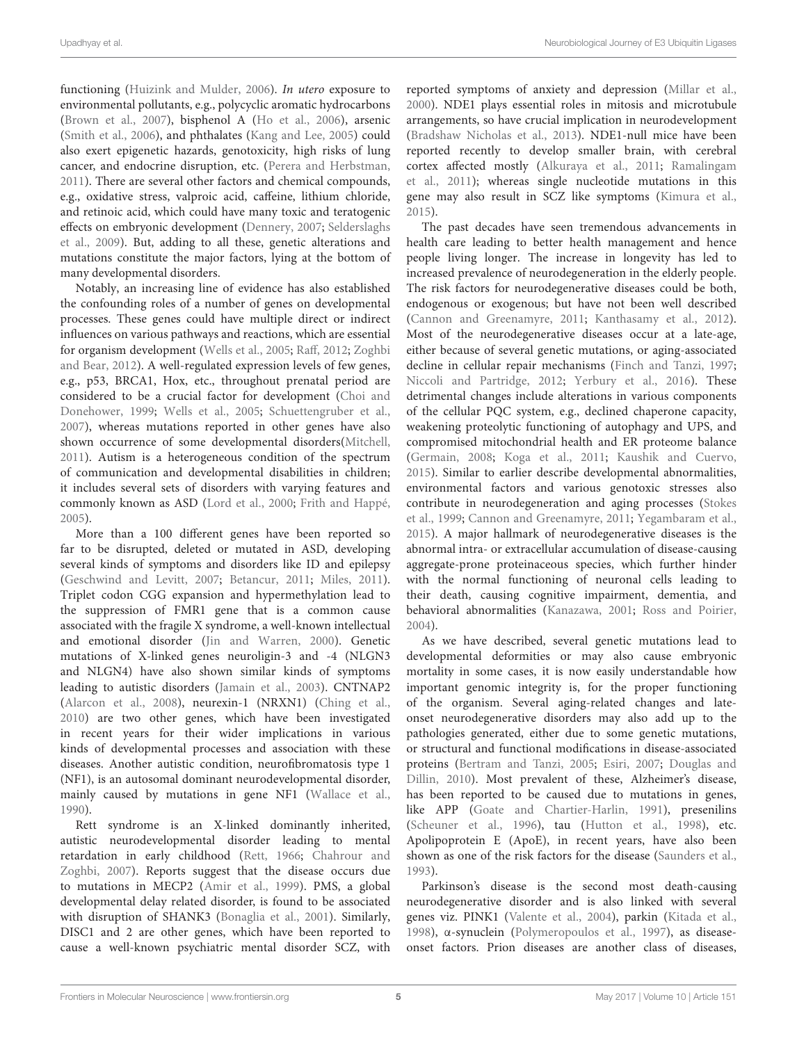functioning (Huizink and Mulder, 2006). *In utero* exposure to environmental pollutants, e.g., polycyclic aromatic hydrocarbons (Brown et al., 2007), bisphenol A (Ho et al., 2006), arsenic (Smith et al., 2006), and phthalates (Kang and Lee, 2005) could also exert epigenetic hazards, genotoxicity, high risks of lung cancer, and endocrine disruption, etc. (Perera and Herbstman, 2011). There are several other factors and chemical compounds, e.g., oxidative stress, valproic acid, caffeine, lithium chloride, and retinoic acid, which could have many toxic and teratogenic effects on embryonic development (Dennery, 2007; Selderslaghs et al., 2009). But, adding to all these, genetic alterations and mutations constitute the major factors, lying at the bottom of many developmental disorders.

Notably, an increasing line of evidence has also established the confounding roles of a number of genes on developmental processes. These genes could have multiple direct or indirect influences on various pathways and reactions, which are essential for organism development (Wells et al., 2005; Raff, 2012; Zoghbi and Bear, 2012). A well-regulated expression levels of few genes, e.g., p53, BRCA1, Hox, etc., throughout prenatal period are considered to be a crucial factor for development (Choi and Donehower, 1999; Wells et al., 2005; Schuettengruber et al., 2007), whereas mutations reported in other genes have also shown occurrence of some developmental disorders(Mitchell, 2011). Autism is a heterogeneous condition of the spectrum of communication and developmental disabilities in children; it includes several sets of disorders with varying features and commonly known as ASD (Lord et al., 2000; Frith and Happé, 2005).

More than a 100 different genes have been reported so far to be disrupted, deleted or mutated in ASD, developing several kinds of symptoms and disorders like ID and epilepsy (Geschwind and Levitt, 2007; Betancur, 2011; Miles, 2011). Triplet codon CGG expansion and hypermethylation lead to the suppression of FMR1 gene that is a common cause associated with the fragile X syndrome, a well-known intellectual and emotional disorder (Jin and Warren, 2000). Genetic mutations of X-linked genes neuroligin-3 and -4 (NLGN3 and NLGN4) have also shown similar kinds of symptoms leading to autistic disorders (Jamain et al., 2003). CNTNAP2 (Alarcon et al., 2008), neurexin-1 (NRXN1) (Ching et al., 2010) are two other genes, which have been investigated in recent years for their wider implications in various kinds of developmental processes and association with these diseases. Another autistic condition, neurofibromatosis type 1 (NF1), is an autosomal dominant neurodevelopmental disorder, mainly caused by mutations in gene NF1 (Wallace et al., 1990).

Rett syndrome is an X-linked dominantly inherited, autistic neurodevelopmental disorder leading to mental retardation in early childhood (Rett, 1966; Chahrour and Zoghbi, 2007). Reports suggest that the disease occurs due to mutations in MECP2 (Amir et al., 1999). PMS, a global developmental delay related disorder, is found to be associated with disruption of SHANK3 (Bonaglia et al., 2001). Similarly, DISC1 and 2 are other genes, which have been reported to cause a well-known psychiatric mental disorder SCZ, with reported symptoms of anxiety and depression (Millar et al., 2000). NDE1 plays essential roles in mitosis and microtubule arrangements, so have crucial implication in neurodevelopment (Bradshaw Nicholas et al., 2013). NDE1-null mice have been reported recently to develop smaller brain, with cerebral cortex affected mostly (Alkuraya et al., 2011; Ramalingam et al., 2011); whereas single nucleotide mutations in this gene may also result in SCZ like symptoms (Kimura et al., 2015).

The past decades have seen tremendous advancements in health care leading to better health management and hence people living longer. The increase in longevity has led to increased prevalence of neurodegeneration in the elderly people. The risk factors for neurodegenerative diseases could be both, endogenous or exogenous; but have not been well described (Cannon and Greenamyre, 2011; Kanthasamy et al., 2012). Most of the neurodegenerative diseases occur at a late-age, either because of several genetic mutations, or aging-associated decline in cellular repair mechanisms (Finch and Tanzi, 1997; Niccoli and Partridge, 2012; Yerbury et al., 2016). These detrimental changes include alterations in various components of the cellular PQC system, e.g., declined chaperone capacity, weakening proteolytic functioning of autophagy and UPS, and compromised mitochondrial health and ER proteome balance (Germain, 2008; Koga et al., 2011; Kaushik and Cuervo, 2015). Similar to earlier describe developmental abnormalities, environmental factors and various genotoxic stresses also contribute in neurodegeneration and aging processes (Stokes et al., 1999; Cannon and Greenamyre, 2011; Yegambaram et al., 2015). A major hallmark of neurodegenerative diseases is the abnormal intra- or extracellular accumulation of disease-causing aggregate-prone proteinaceous species, which further hinder with the normal functioning of neuronal cells leading to their death, causing cognitive impairment, dementia, and behavioral abnormalities (Kanazawa, 2001; Ross and Poirier, 2004).

As we have described, several genetic mutations lead to developmental deformities or may also cause embryonic mortality in some cases, it is now easily understandable how important genomic integrity is, for the proper functioning of the organism. Several aging-related changes and late-onset neurodegenerative disorders may also add up to the pathologies generated, either due to some genetic mutations, or structural and functional modifications in disease-associated proteins (Bertram and Tanzi, 2005; Esiri, 2007; Douglas and Dillin, 2010). Most prevalent of these, Alzheimer's disease, has been reported to be caused due to mutations in genes, like APP (Goate and Chartier-Harlin, 1991), presenilins (Scheuner et al., 1996), tau (Hutton et al., 1998), etc. Apolipoprotein E (ApoE), in recent years, have also been shown as one of the risk factors for the disease (Saunders et al., 1993).

Parkinson's disease is the second most death-causing neurodegenerative disorder and is also linked with several genes viz. PINK1 (Valente et al., 2004), parkin (Kitada et al., 1998), α-synuclein (Polymeropoulos et al., 1997), as disease-onset factors. Prion diseases are another class of diseases,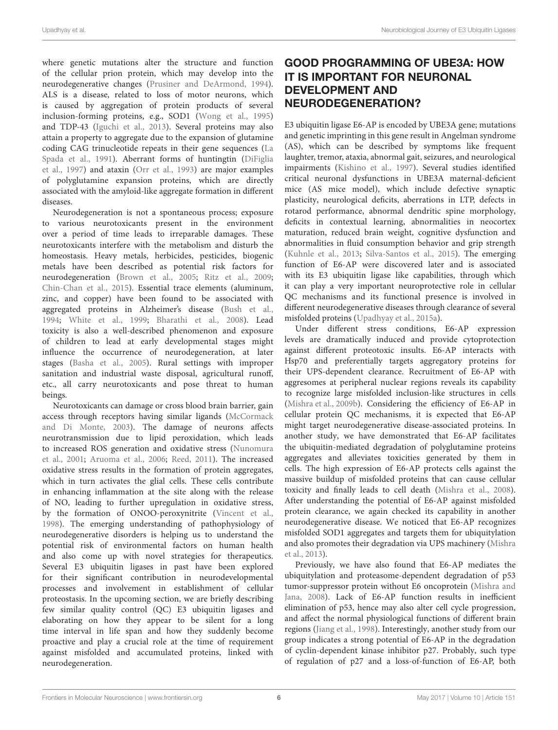where genetic mutations alter the structure and function of the cellular prion protein, which may develop into the neurodegenerative changes (Prusiner and DeArmond, 1994). ALS is a disease, related to loss of motor neurons, which is caused by aggregation of protein products of several inclusion-forming proteins, e.g., SOD1 (Wong et al., 1995) and TDP-43 (Iguchi et al., 2013). Several proteins may also attain a property to aggregate due to the expansion of glutamine coding CAG trinucleotide repeats in their gene sequences (La Spada et al., 1991). Aberrant forms of huntingtin (DiFiglia et al., 1997) and ataxin (Orr et al., 1993) are major examples of polyglutamine expansion proteins, which are directly associated with the amyloid-like aggregate formation in different diseases.

Neurodegeneration is not a spontaneous process; exposure to various neurotoxicants present in the environment over a period of time leads to irreparable damages. These neurotoxicants interfere with the metabolism and disturb the homeostasis. Heavy metals, herbicides, pesticides, biogenic metals have been described as potential risk factors for neurodegeneration (Brown et al., 2005; Ritz et al., 2009; Chin-Chan et al., 2015). Essential trace elements (aluminum, zinc, and copper) have been found to be associated with aggregated proteins in Alzheimer's disease (Bush et al., 1994; White et al., 1999; Bharathi et al., 2008). Lead toxicity is also a well-described phenomenon and exposure of children to lead at early developmental stages might influence the occurrence of neurodegeneration, at later stages (Basha et al., 2005). Rural settings with improper sanitation and industrial waste disposal, agricultural runoff, etc., all carry neurotoxicants and pose threat to human beings.

Neurotoxicants can damage or cross blood brain barrier, gain access through receptors having similar ligands (McCormack and Di Monte, 2003). The damage of neurons affects neurotransmission due to lipid peroxidation, which leads to increased ROS generation and oxidative stress (Nunomura et al., 2001; Aruoma et al., 2006; Reed, 2011). The increased oxidative stress results in the formation of protein aggregates, which in turn activates the glial cells. These cells contribute in enhancing inflammation at the site along with the release of NO, leading to further upregulation in oxidative stress, by the formation of ONOO-peroxynitrite (Vincent et al., 1998). The emerging understanding of pathophysiology of neurodegenerative disorders is helping us to understand the potential risk of environmental factors on human health and also come up with novel strategies for therapeutics. Several E3 ubiquitin ligases in past have been explored for their significant contribution in neurodevelopmental processes and involvement in establishment of cellular proteostasis. In the upcoming section, we are briefly describing few similar quality control (QC) E3 ubiquitin ligases and elaborating on how they appear to be silent for a long time interval in life span and how they suddenly become proactive and play a crucial role at the time of requirement against misfolded and accumulated proteins, linked with neurodegeneration.

## GOOD PROGRAMMING OF UBE3A: HOW IT IS IMPORTANT FOR NEURONAL DEVELOPMENT AND NEURODEGENERATION?

E3 ubiquitin ligase E6-AP is encoded by UBE3A gene; mutations and genetic imprinting in this gene result in Angelman syndrome (AS), which can be described by symptoms like frequent laughter, tremor, ataxia, abnormal gait, seizures, and neurological impairments (Kishino et al., 1997). Several studies identified critical neuronal dysfunctions in UBE3A maternal-deficient mice (AS mice model), which include defective synaptic plasticity, neurological deficits, aberrations in LTP, defects in rotarod performance, abnormal dendritic spine morphology, deficits in contextual learning, abnormalities in neocortex maturation, reduced brain weight, cognitive dysfunction and abnormalities in fluid consumption behavior and grip strength (Kuhnle et al., 2013; Silva-Santos et al., 2015). The emerging function of E6-AP were discovered later and is associated with its E3 ubiquitin ligase like capabilities, through which it can play a very important neuroprotective role in cellular QC mechanisms and its functional presence is involved in different neurodegenerative diseases through clearance of several misfolded proteins (Upadhyay et al., 2015a).

Under different stress conditions, E6-AP expression levels are dramatically induced and provide cytoprotection against different proteotoxic insults. E6-AP interacts with Hsp70 and preferentially targets aggregatory proteins for their UPS-dependent clearance. Recruitment of E6-AP with aggresomes at peripheral nuclear regions reveals its capability to recognize large misfolded inclusion-like structures in cells (Mishra et al., 2009b). Considering the efficiency of E6-AP in cellular protein QC mechanisms, it is expected that E6-AP might target neurodegenerative disease-associated proteins. In another study, we have demonstrated that E6-AP facilitates the ubiquitin-mediated degradation of polyglutamine proteins aggregates and alleviates toxicities generated by them in cells. The high expression of E6-AP protects cells against the massive buildup of misfolded proteins that can cause cellular toxicity and finally leads to cell death (Mishra et al., 2008). After understanding the potential of E6-AP against misfolded protein clearance, we again checked its capability in another neurodegenerative disease. We noticed that E6-AP recognizes misfolded SOD1 aggregates and targets them for ubiquitylation and also promotes their degradation via UPS machinery (Mishra et al., 2013).

Previously, we have also found that E6-AP mediates the ubiquitylation and proteasome-dependent degradation of p53 tumor-suppressor protein without E6 oncoprotein (Mishra and Jana, 2008). Lack of E6-AP function results in inefficient elimination of p53, hence may also alter cell cycle progression, and affect the normal physiological functions of different brain regions (Jiang et al., 1998). Interestingly, another study from our group indicates a strong potential of E6-AP in the degradation of cyclin-dependent kinase inhibitor p27. Probably, such type of regulation of p27 and a loss-of-function of E6-AP, both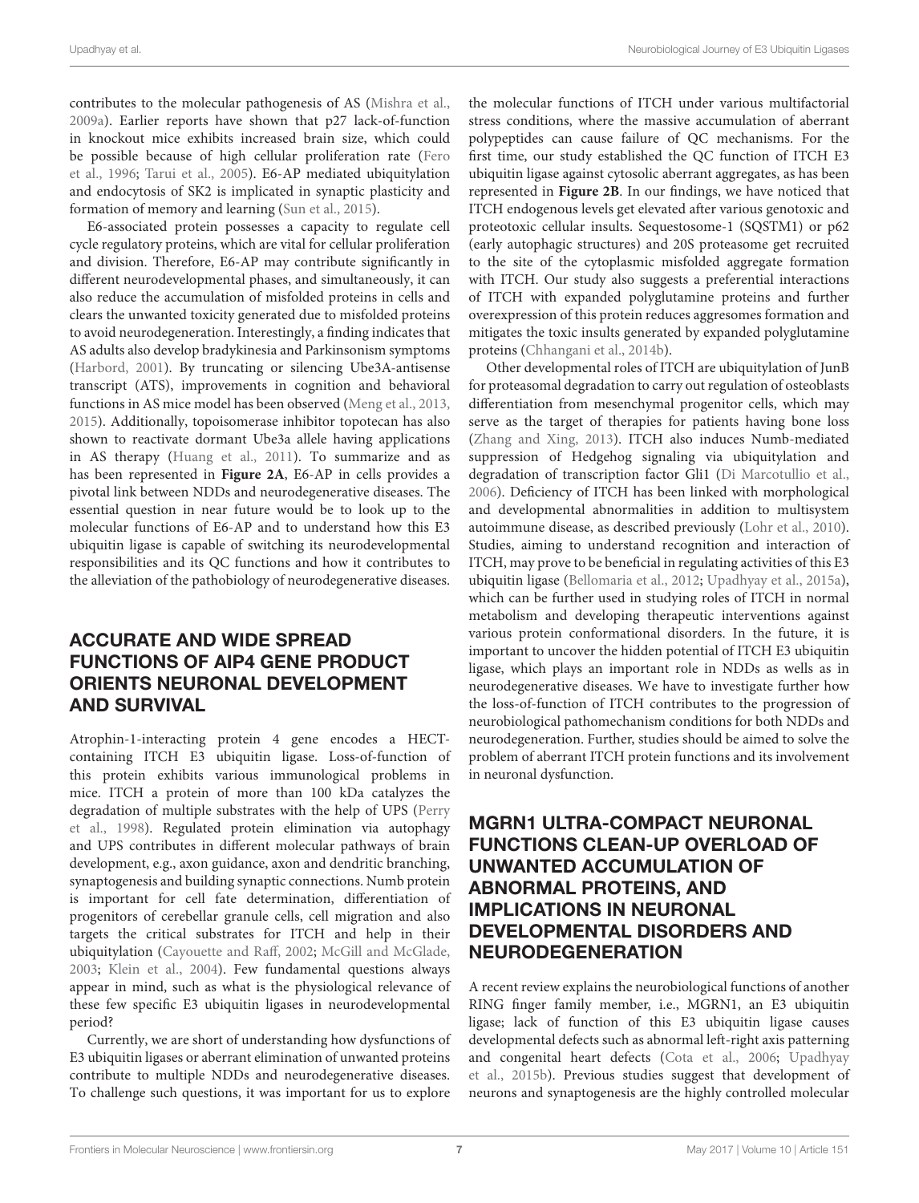contributes to the molecular pathogenesis of AS (Mishra et al., 2009a). Earlier reports have shown that p27 lack-of-function in knockout mice exhibits increased brain size, which could be possible because of high cellular proliferation rate (Fero et al., 1996; Tarui et al., 2005). E6-AP mediated ubiquitylation and endocytosis of SK2 is implicated in synaptic plasticity and formation of memory and learning (Sun et al., 2015).

E6-associated protein possesses a capacity to regulate cell cycle regulatory proteins, which are vital for cellular proliferation and division. Therefore, E6-AP may contribute significantly in different neurodevelopmental phases, and simultaneously, it can also reduce the accumulation of misfolded proteins in cells and clears the unwanted toxicity generated due to misfolded proteins to avoid neurodegeneration. Interestingly, a finding indicates that AS adults also develop bradykinesia and Parkinsonism symptoms (Harbord, 2001). By truncating or silencing Ube3A-antisense transcript (ATS), improvements in cognition and behavioral functions in AS mice model has been observed (Meng et al., 2013, 2015). Additionally, topoisomerase inhibitor topotecan has also shown to reactivate dormant Ube3a allele having applications in AS therapy (Huang et al., 2011). To summarize and as has been represented in **Figure 2A**, E6-AP in cells provides a pivotal link between NDDs and neurodegenerative diseases. The essential question in near future would be to look up to the molecular functions of E6-AP and to understand how this E3 ubiquitin ligase is capable of switching its neurodevelopmental responsibilities and its QC functions and how it contributes to the alleviation of the pathobiology of neurodegenerative diseases.

## ACCURATE AND WIDE SPREAD FUNCTIONS OF AIP4 GENE PRODUCT ORIENTS NEURONAL DEVELOPMENT AND SURVIVAL

Atrophin-1-interacting protein 4 gene encodes a HECT-containing ITCH E3 ubiquitin ligase. Loss-of-function of this protein exhibits various immunological problems in mice. ITCH a protein of more than 100 kDa catalyzes the degradation of multiple substrates with the help of UPS (Perry et al., 1998). Regulated protein elimination via autophagy and UPS contributes in different molecular pathways of brain development, e.g., axon guidance, axon and dendritic branching, synaptogenesis and building synaptic connections. Numb protein is important for cell fate determination, differentiation of progenitors of cerebellar granule cells, cell migration and also targets the critical substrates for ITCH and help in their ubiquitylation (Cayouette and Raff, 2002; McGill and McGlade, 2003; Klein et al., 2004). Few fundamental questions always appear in mind, such as what is the physiological relevance of these few specific E3 ubiquitin ligases in neurodevelopmental period?

Currently, we are short of understanding how dysfunctions of E3 ubiquitin ligases or aberrant elimination of unwanted proteins contribute to multiple NDDs and neurodegenerative diseases. To challenge such questions, it was important for us to explore the molecular functions of ITCH under various multifactorial stress conditions, where the massive accumulation of aberrant polypeptides can cause failure of QC mechanisms. For the first time, our study established the QC function of ITCH E3 ubiquitin ligase against cytosolic aberrant aggregates, as has been represented in **Figure 2B**. In our findings, we have noticed that ITCH endogenous levels get elevated after various genotoxic and proteotoxic cellular insults. Sequestosome-1 (SQSTM1) or p62 (early autophagic structures) and 20S proteasome get recruited to the site of the cytoplasmic misfolded aggregate formation with ITCH. Our study also suggests a preferential interactions of ITCH with expanded polyglutamine proteins and further overexpression of this protein reduces aggresomes formation and mitigates the toxic insults generated by expanded polyglutamine proteins (Chhangani et al., 2014b).

Other developmental roles of ITCH are ubiquitylation of JunB for proteasomal degradation to carry out regulation of osteoblasts differentiation from mesenchymal progenitor cells, which may serve as the target of therapies for patients having bone loss (Zhang and Xing, 2013). ITCH also induces Numb-mediated suppression of Hedgehog signaling via ubiquitylation and degradation of transcription factor Gli1 (Di Marcotullio et al., 2006). Deficiency of ITCH has been linked with morphological and developmental abnormalities in addition to multisystem autoimmune disease, as described previously (Lohr et al., 2010). Studies, aiming to understand recognition and interaction of ITCH, may prove to be beneficial in regulating activities of this E3 ubiquitin ligase (Bellomaria et al., 2012; Upadhyay et al., 2015a), which can be further used in studying roles of ITCH in normal metabolism and developing therapeutic interventions against various protein conformational disorders. In the future, it is important to uncover the hidden potential of ITCH E3 ubiquitin ligase, which plays an important role in NDDs as wells as in neurodegenerative diseases. We have to investigate further how the loss-of-function of ITCH contributes to the progression of neurobiological pathomechanism conditions for both NDDs and neurodegeneration. Further, studies should be aimed to solve the problem of aberrant ITCH protein functions and its involvement in neuronal dysfunction.

## MGRN1 ULTRA-COMPACT NEURONAL FUNCTIONS CLEAN-UP OVERLOAD OF UNWANTED ACCUMULATION OF ABNORMAL PROTEINS, AND IMPLICATIONS IN NEURONAL DEVELOPMENTAL DISORDERS AND NEURODEGENERATION

A recent review explains the neurobiological functions of another RING finger family member, i.e., MGRN1, an E3 ubiquitin ligase; lack of function of this E3 ubiquitin ligase causes developmental defects such as abnormal left-right axis patterning and congenital heart defects (Cota et al., 2006; Upadhyay et al., 2015b). Previous studies suggest that development of neurons and synaptogenesis are the highly controlled molecular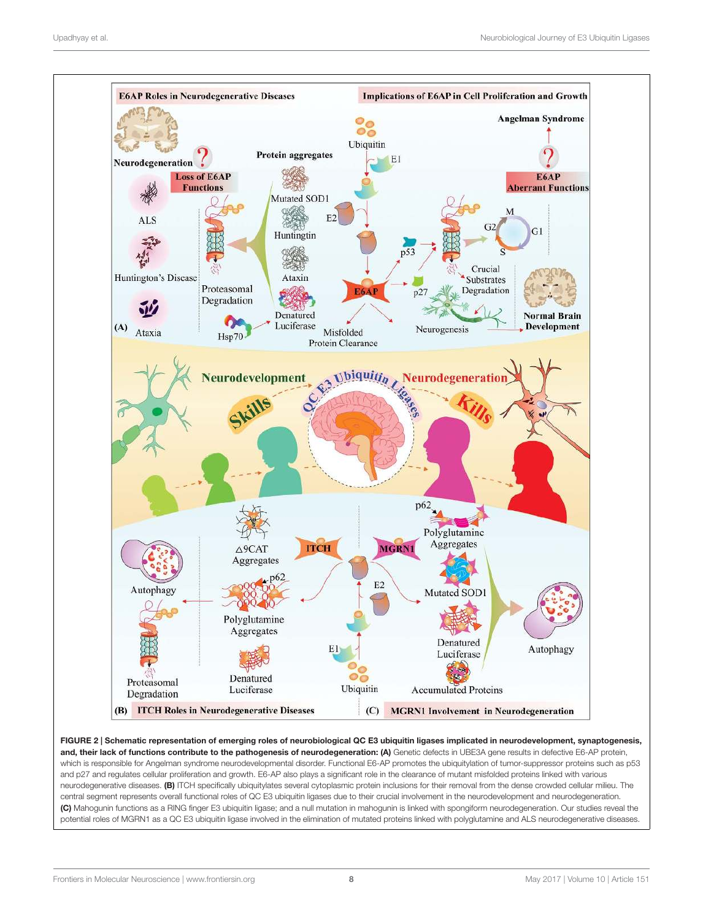**FIGURE 2 | Schematic representation of emerging roles of neurobiological QC E3 ubiquitin ligases implicated in neurodevelopment, synaptogenesis, and, their lack of functions contribute to the pathogenesis of neurodegeneration: (A)** Genetic defects in UBE3A gene results in defective E6-AP protein, which is responsible for Angelman syndrome neurodevelopmental disorder. Functional E6-AP promotes the ubiquitylation of tumor-suppressor proteins such as p53 and p27 and regulates cellular proliferation and growth. E6-AP also plays a significant role in the clearance of mutant misfolded proteins linked with various neurodegenerative diseases. **(B)** ITCH specifically ubiquitylates several cytoplasmic protein inclusions for their removal from the dense crowded cellular milieu. The central segment represents overall functional roles of QC E3 ubiquitin ligases due to their crucial involvement in the neurodevelopment and neurodegeneration. **(C)** Mahogunin functions as a RING finger E3 ubiquitin ligase; and a null mutation in mahogunin is linked with spongiform neurodegeneration. Our studies reveal the potential roles of MGRN1 as a QC E3 ubiquitin ligase involved in the elimination of mutated proteins linked with polyglutamine and ALS neurodegenerative diseases.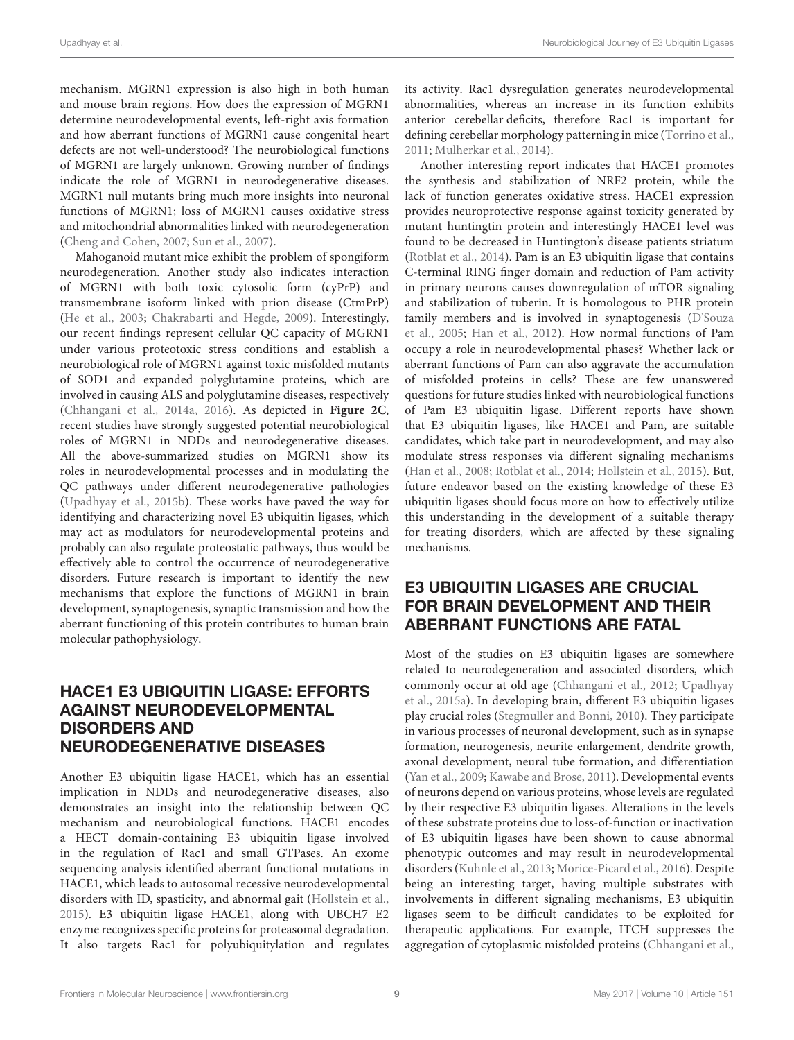mechanism. MGRN1 expression is also high in both human and mouse brain regions. How does the expression of MGRN1 determine neurodevelopmental events, left-right axis formation and how aberrant functions of MGRN1 cause congenital heart defects are not well-understood? The neurobiological functions of MGRN1 are largely unknown. Growing number of findings indicate the role of MGRN1 in neurodegenerative diseases. MGRN1 null mutants bring much more insights into neuronal functions of MGRN1; loss of MGRN1 causes oxidative stress and mitochondrial abnormalities linked with neurodegeneration (Cheng and Cohen, 2007; Sun et al., 2007).

Mahoganoid mutant mice exhibit the problem of spongiform neurodegeneration. Another study also indicates interaction of MGRN1 with both toxic cytosolic form (cyPrP) and transmembrane isoform linked with prion disease (CtmPrP) (He et al., 2003; Chakrabarti and Hegde, 2009). Interestingly, our recent findings represent cellular QC capacity of MGRN1 under various proteotoxic stress conditions and establish a neurobiological role of MGRN1 against toxic misfolded mutants of SOD1 and expanded polyglutamine proteins, which are involved in causing ALS and polyglutamine diseases, respectively (Chhangani et al., 2014a, 2016). As depicted in **Figure 2C**, recent studies have strongly suggested potential neurobiological roles of MGRN1 in NDDs and neurodegenerative diseases. All the above-summarized studies on MGRN1 show its roles in neurodevelopmental processes and in modulating the QC pathways under different neurodegenerative pathologies (Upadhyay et al., 2015b). These works have paved the way for identifying and characterizing novel E3 ubiquitin ligases, which may act as modulators for neurodevelopmental proteins and probably can also regulate proteostatic pathways, thus would be effectively able to control the occurrence of neurodegenerative disorders. Future research is important to identify the new mechanisms that explore the functions of MGRN1 in brain development, synaptogenesis, synaptic transmission and how the aberrant functioning of this protein contributes to human brain molecular pathophysiology.

## HACE1 E3 UBIQUITIN LIGASE: EFFORTS AGAINST NEURODEVELOPMENTAL DISORDERS AND NEURODEGENERATIVE DISEASES

Another E3 ubiquitin ligase HACE1, which has an essential implication in NDDs and neurodegenerative diseases, also demonstrates an insight into the relationship between QC mechanism and neurobiological functions. HACE1 encodes a HECT domain-containing E3 ubiquitin ligase involved in the regulation of Rac1 and small GTPases. An exome sequencing analysis identified aberrant functional mutations in HACE1, which leads to autosomal recessive neurodevelopmental disorders with ID, spasticity, and abnormal gait (Hollstein et al., 2015). E3 ubiquitin ligase HACE1, along with UBCH7 E2 enzyme recognizes specific proteins for proteasomal degradation. It also targets Rac1 for polyubiquitylation and regulates its activity. Rac1 dysregulation generates neurodevelopmental abnormalities, whereas an increase in its function exhibits anterior cerebellar deficits, therefore Rac1 is important for defining cerebellar morphology patterning in mice (Torrino et al., 2011; Mulherkar et al., 2014).

Another interesting report indicates that HACE1 promotes the synthesis and stabilization of NRF2 protein, while the lack of function generates oxidative stress. HACE1 expression provides neuroprotective response against toxicity generated by mutant huntingtin protein and interestingly HACE1 level was found to be decreased in Huntington's disease patients striatum (Rotblat et al., 2014). Pam is an E3 ubiquitin ligase that contains C-terminal RING finger domain and reduction of Pam activity in primary neurons causes downregulation of mTOR signaling and stabilization of tuberin. It is homologous to PHR protein family members and is involved in synaptogenesis (D'Souza et al., 2005; Han et al., 2012). How normal functions of Pam occupy a role in neurodevelopmental phases? Whether lack or aberrant functions of Pam can also aggravate the accumulation of misfolded proteins in cells? These are few unanswered questions for future studies linked with neurobiological functions of Pam E3 ubiquitin ligase. Different reports have shown that E3 ubiquitin ligases, like HACE1 and Pam, are suitable candidates, which take part in neurodevelopment, and may also modulate stress responses via different signaling mechanisms (Han et al., 2008; Rotblat et al., 2014; Hollstein et al., 2015). But, future endeavor based on the existing knowledge of these E3 ubiquitin ligases should focus more on how to effectively utilize this understanding in the development of a suitable therapy for treating disorders, which are affected by these signaling mechanisms.

## E3 UBIQUITIN LIGASES ARE CRUCIAL FOR BRAIN DEVELOPMENT AND THEIR ABERRANT FUNCTIONS ARE FATAL

Most of the studies on E3 ubiquitin ligases are somewhere related to neurodegeneration and associated disorders, which commonly occur at old age (Chhangani et al., 2012; Upadhyay et al., 2015a). In developing brain, different E3 ubiquitin ligases play crucial roles (Stegmuller and Bonni, 2010). They participate in various processes of neuronal development, such as in synapse formation, neurogenesis, neurite enlargement, dendrite growth, axonal development, neural tube formation, and differentiation (Yan et al., 2009; Kawabe and Brose, 2011). Developmental events of neurons depend on various proteins, whose levels are regulated by their respective E3 ubiquitin ligases. Alterations in the levels of these substrate proteins due to loss-of-function or inactivation of E3 ubiquitin ligases have been shown to cause abnormal phenotypic outcomes and may result in neurodevelopmental disorders (Kuhnle et al., 2013; Morice-Picard et al., 2016). Despite being an interesting target, having multiple substrates with involvements in different signaling mechanisms, E3 ubiquitin ligases seem to be difficult candidates to be exploited for therapeutic applications. For example, ITCH suppresses the aggregation of cytoplasmic misfolded proteins (Chhangani et al.,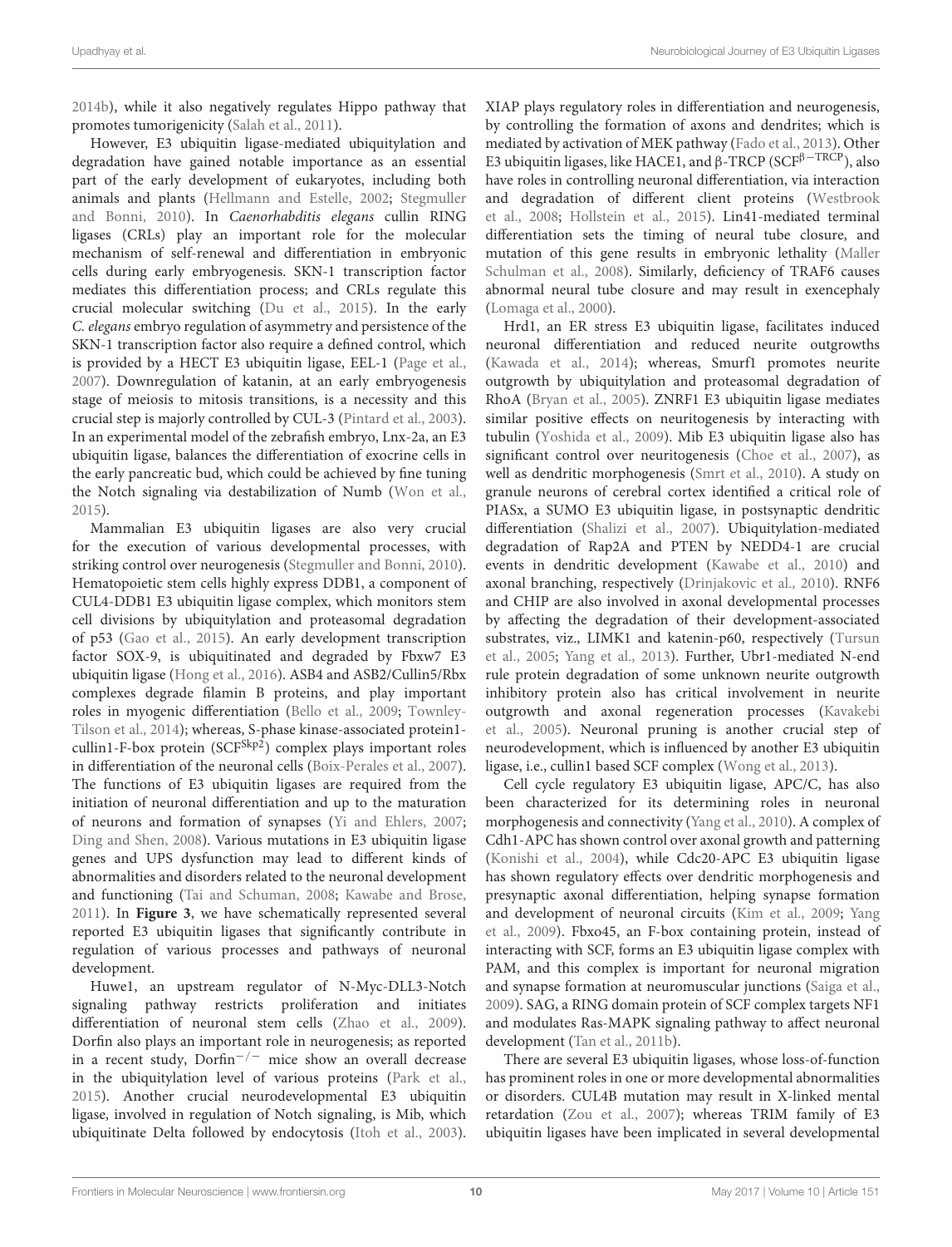2014b), while it also negatively regulates Hippo pathway that promotes tumorigenicity (Salah et al., 2011).

However, E3 ubiquitin ligase-mediated ubiquitylation and degradation have gained notable importance as an essential part of the early development of eukaryotes, including both animals and plants (Hellmann and Estelle, 2002; Stegmuller and Bonni, 2010). In *Caenorhabditis elegans* cullin RING ligases (CRLs) play an important role for the molecular mechanism of self-renewal and differentiation in embryonic cells during early embryogenesis. SKN-1 transcription factor mediates this differentiation process; and CRLs regulate this crucial molecular switching (Du et al., 2015). In the early *C. elegans* embryo regulation of asymmetry and persistence of the SKN-1 transcription factor also require a defined control, which is provided by a HECT E3 ubiquitin ligase, EEL-1 (Page et al., 2007). Downregulation of katanin, at an early embryogenesis stage of meiosis to mitosis transitions, is a necessity and this crucial step is majorly controlled by CUL-3 (Pintard et al., 2003). In an experimental model of the zebrafish embryo, Lnx-2a, an E3 ubiquitin ligase, balances the differentiation of exocrine cells in the early pancreatic bud, which could be achieved by fine tuning the Notch signaling via destabilization of Numb (Won et al., 2015).

Mammalian E3 ubiquitin ligases are also very crucial for the execution of various developmental processes, with striking control over neurogenesis (Stegmuller and Bonni, 2010). Hematopoietic stem cells highly express DDB1, a component of CUL4-DDB1 E3 ubiquitin ligase complex, which monitors stem cell divisions by ubiquitylation and proteasomal degradation of p53 (Gao et al., 2015). An early development transcription factor SOX-9, is ubiquitinated and degraded by Fbxw7 E3 ubiquitin ligase (Hong et al., 2016). ASB4 and ASB2/Cullin5/Rbx complexes degrade filamin B proteins, and play important roles in myogenic differentiation (Bello et al., 2009; Townley-Tilson et al., 2014); whereas, S-phase kinase-associated protein1-cullin1-F-box protein (SCF$^{Skp2}$) complex plays important roles in differentiation of the neuronal cells (Boix-Perales et al., 2007). The functions of E3 ubiquitin ligases are required from the initiation of neuronal differentiation and up to the maturation of neurons and formation of synapses (Yi and Ehlers, 2007; Ding and Shen, 2008). Various mutations in E3 ubiquitin ligase genes and UPS dysfunction may lead to different kinds of abnormalities and disorders related to the neuronal development and functioning (Tai and Schuman, 2008; Kawabe and Brose, 2011). In **Figure 3**, we have schematically represented several reported E3 ubiquitin ligases that significantly contribute in regulation of various processes and pathways of neuronal development.

Huwe1, an upstream regulator of N-Myc-DLL3-Notch signaling pathway restricts proliferation and initiates differentiation of neuronal stem cells (Zhao et al., 2009). Dorfin also plays an important role in neurogenesis; as reported in a recent study, Dorfin$^{-/-}$ mice show an overall decrease in the ubiquitylation level of various proteins (Park et al., 2015). Another crucial neurodevelopmental E3 ubiquitin ligase, involved in regulation of Notch signaling, is Mib, which ubiquitinate Delta followed by endocytosis (Itoh et al., 2003). XIAP plays regulatory roles in differentiation and neurogenesis, by controlling the formation of axons and dendrites; which is mediated by activation of MEK pathway (Fado et al., 2013). Other E3 ubiquitin ligases, like HACE1, and β-TRCP (SCF$^{\beta-TRCP}$), also have roles in controlling neuronal differentiation, via interaction and degradation of different client proteins (Westbrook et al., 2008; Hollstein et al., 2015). Lin41-mediated terminal differentiation sets the timing of neural tube closure, and mutation of this gene results in embryonic lethality (Maller Schulman et al., 2008). Similarly, deficiency of TRAF6 causes abnormal neural tube closure and may result in exencephaly (Lomaga et al., 2000).

Hrd1, an ER stress E3 ubiquitin ligase, facilitates induced neuronal differentiation and reduced neurite outgrowths (Kawada et al., 2014); whereas, Smurf1 promotes neurite outgrowth by ubiquitylation and proteasomal degradation of RhoA (Bryan et al., 2005). ZNRF1 E3 ubiquitin ligase mediates similar positive effects on neuritogenesis by interacting with tubulin (Yoshida et al., 2009). Mib E3 ubiquitin ligase also has significant control over neuritogenesis (Choe et al., 2007), as well as dendritic morphogenesis (Smrt et al., 2010). A study on granule neurons of cerebral cortex identified a critical role of PIASx, a SUMO E3 ubiquitin ligase, in postsynaptic dendritic differentiation (Shalizi et al., 2007). Ubiquitylation-mediated degradation of Rap2A and PTEN by NEDD4-1 are crucial events in dendritic development (Kawabe et al., 2010) and axonal branching, respectively (Drinjakovic et al., 2010). RNF6 and CHIP are also involved in axonal developmental processes by affecting the degradation of their development-associated substrates, viz., LIMK1 and katenin-p60, respectively (Tursun et al., 2005; Yang et al., 2013). Further, Ubr1-mediated N-end rule protein degradation of some unknown neurite outgrowth inhibitory protein also has critical involvement in neurite outgrowth and axonal regeneration processes (Kavakebi et al., 2005). Neuronal pruning is another crucial step of neurodevelopment, which is influenced by another E3 ubiquitin ligase, i.e., cullin1 based SCF complex (Wong et al., 2013).

Cell cycle regulatory E3 ubiquitin ligase, APC/C, has also been characterized for its determining roles in neuronal morphogenesis and connectivity (Yang et al., 2010). A complex of Cdh1-APC has shown control over axonal growth and patterning (Konishi et al., 2004), while Cdc20-APC E3 ubiquitin ligase has shown regulatory effects over dendritic morphogenesis and presynaptic axonal differentiation, helping synapse formation and development of neuronal circuits (Kim et al., 2009; Yang et al., 2009). Fbxo45, an F-box containing protein, instead of interacting with SCF, forms an E3 ubiquitin ligase complex with PAM, and this complex is important for neuronal migration and synapse formation at neuromuscular junctions (Saiga et al., 2009). SAG, a RING domain protein of SCF complex targets NF1 and modulates Ras-MAPK signaling pathway to affect neuronal development (Tan et al., 2011b).

There are several E3 ubiquitin ligases, whose loss-of-function has prominent roles in one or more developmental abnormalities or disorders. CUL4B mutation may result in X-linked mental retardation (Zou et al., 2007); whereas TRIM family of E3 ubiquitin ligases have been implicated in several developmental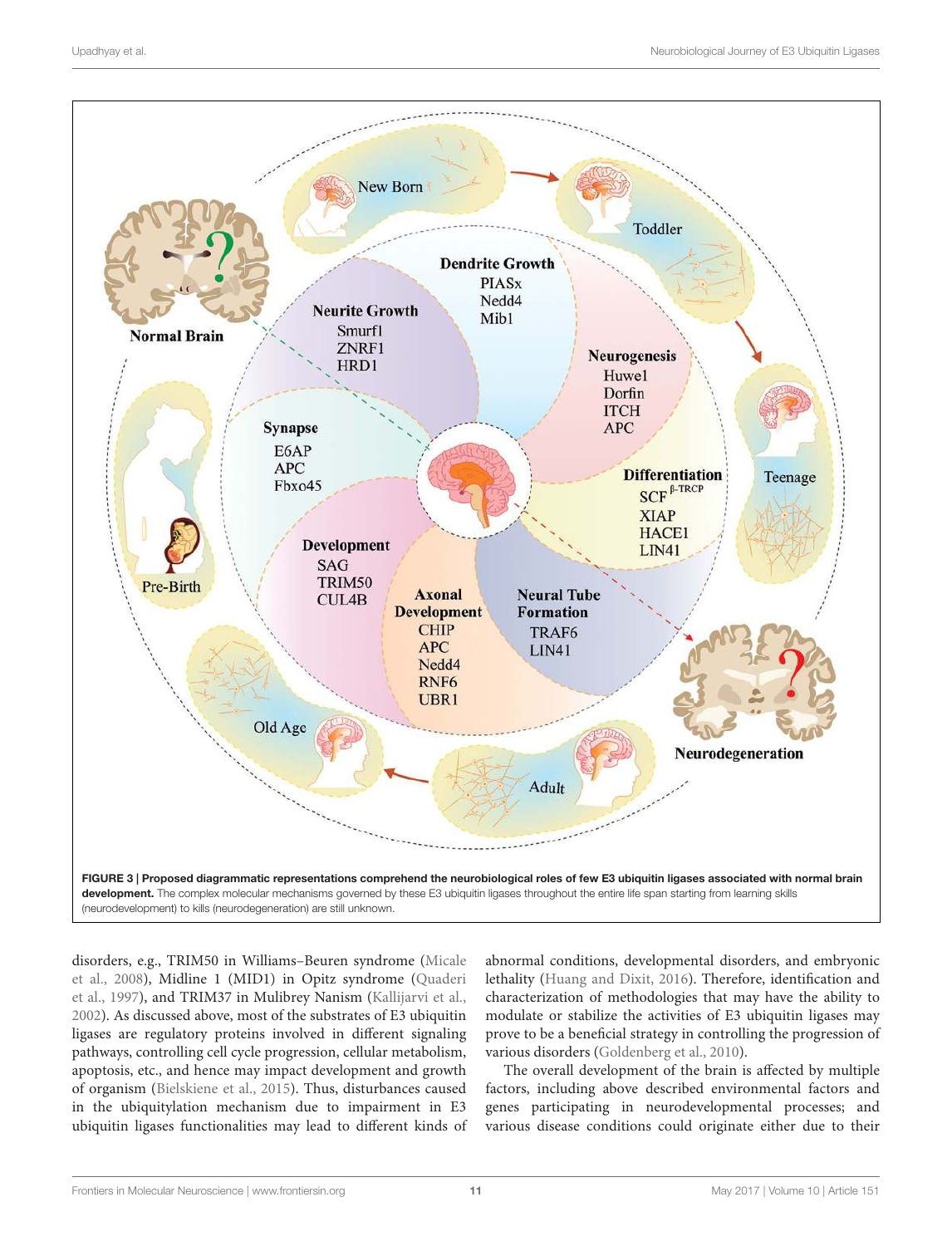**FIGURE 3 | Proposed diagrammatic representations comprehend the neurobiological roles of few E3 ubiquitin ligases associated with normal brain development.** The complex molecular mechanisms governed by these E3 ubiquitin ligases throughout the entire life span starting from learning skills (neurodevelopment) to kills (neurodegeneration) are still unknown.

disorders, e.g., TRIM50 in Williams–Beuren syndrome (Micale et al., 2008), Midline 1 (MID1) in Opitz syndrome (Quaderi et al., 1997), and TRIM37 in Mulibrey Nanism (Kallijarvi et al., 2002). As discussed above, most of the substrates of E3 ubiquitin ligases are regulatory proteins involved in different signaling pathways, controlling cell cycle progression, cellular metabolism, apoptosis, etc., and hence may impact development and growth of organism (Bielskiene et al., 2015). Thus, disturbances caused in the ubiquitylation mechanism due to impairment in E3 ubiquitin ligases functionalities may lead to different kinds of abnormal conditions, developmental disorders, and embryonic lethality (Huang and Dixit, 2016). Therefore, identification and characterization of methodologies that may have the ability to modulate or stabilize the activities of E3 ubiquitin ligases may prove to be a beneficial strategy in controlling the progression of various disorders (Goldenberg et al., 2010).

The overall development of the brain is affected by multiple factors, including above described environmental factors and genes participating in neurodevelopmental processes; and various disease conditions could originate either due to their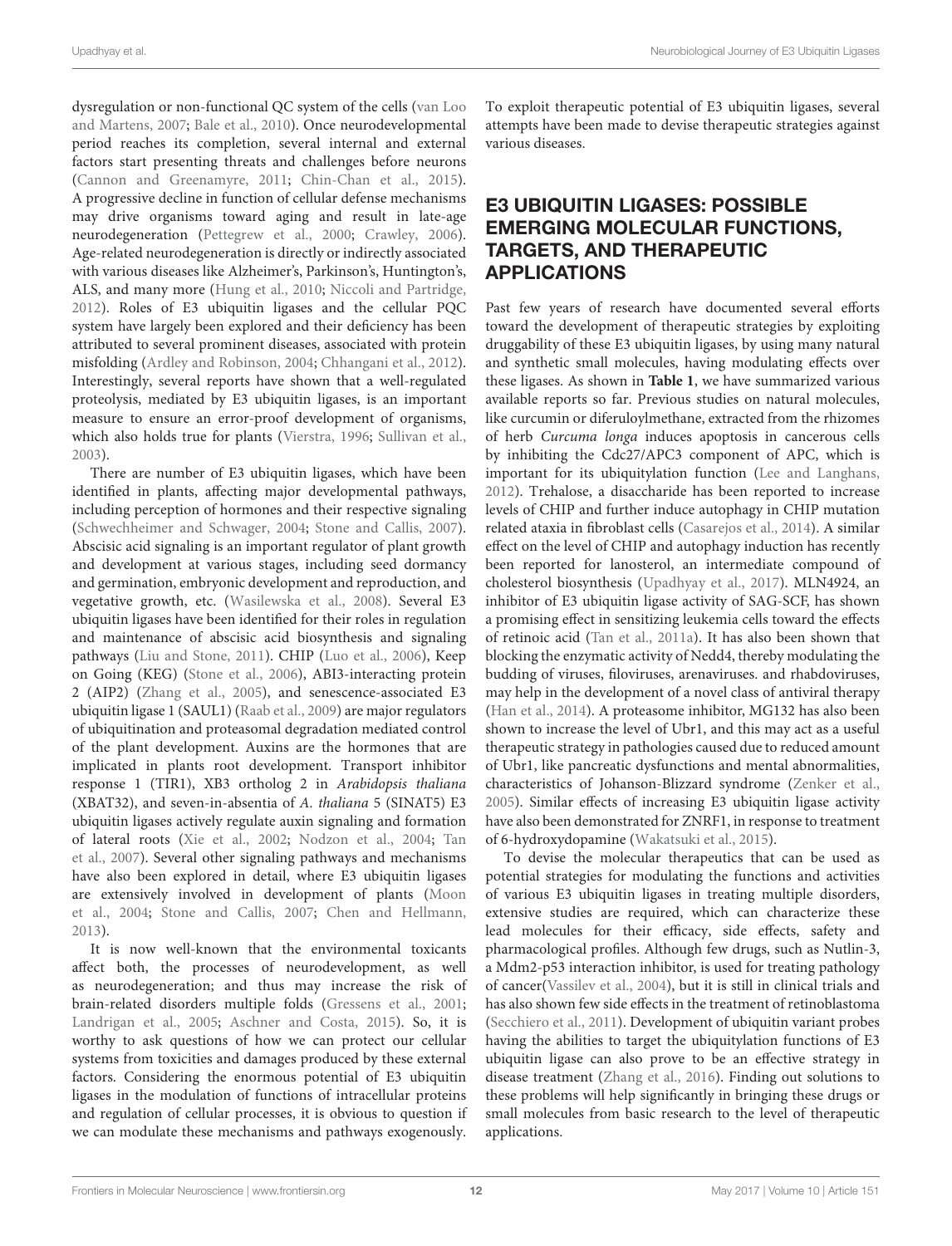dysregulation or non-functional QC system of the cells (van Loo and Martens, 2007; Bale et al., 2010). Once neurodevelopmental period reaches its completion, several internal and external factors start presenting threats and challenges before neurons (Cannon and Greenamyre, 2011; Chin-Chan et al., 2015). A progressive decline in function of cellular defense mechanisms may drive organisms toward aging and result in late-age neurodegeneration (Pettegrew et al., 2000; Crawley, 2006). Age-related neurodegeneration is directly or indirectly associated with various diseases like Alzheimer's, Parkinson's, Huntington's, ALS, and many more (Hung et al., 2010; Niccoli and Partridge, 2012). Roles of E3 ubiquitin ligases and the cellular PQC system have largely been explored and their deficiency has been attributed to several prominent diseases, associated with protein misfolding (Ardley and Robinson, 2004; Chhangani et al., 2012). Interestingly, several reports have shown that a well-regulated proteolysis, mediated by E3 ubiquitin ligases, is an important measure to ensure an error-proof development of organisms, which also holds true for plants (Vierstra, 1996; Sullivan et al., 2003).

There are number of E3 ubiquitin ligases, which have been identified in plants, affecting major developmental pathways, including perception of hormones and their respective signaling (Schwechheimer and Schwager, 2004; Stone and Callis, 2007). Abscisic acid signaling is an important regulator of plant growth and development at various stages, including seed dormancy and germination, embryonic development and reproduction, and vegetative growth, etc. (Wasilewska et al., 2008). Several E3 ubiquitin ligases have been identified for their roles in regulation and maintenance of abscisic acid biosynthesis and signaling pathways (Liu and Stone, 2011). CHIP (Luo et al., 2006), Keep on Going (KEG) (Stone et al., 2006), ABI3-interacting protein 2 (AIP2) (Zhang et al., 2005), and senescence-associated E3 ubiquitin ligase 1 (SAUL1) (Raab et al., 2009) are major regulators of ubiquitination and proteasomal degradation mediated control of the plant development. Auxins are the hormones that are implicated in plants root development. Transport inhibitor response 1 (TIR1), XB3 ortholog 2 in *Arabidopsis thaliana* (XBAT32), and seven-in-absentia of *A. thaliana* 5 (SINAT5) E3 ubiquitin ligases actively regulate auxin signaling and formation of lateral roots (Xie et al., 2002; Nodzon et al., 2004; Tan et al., 2007). Several other signaling pathways and mechanisms have also been explored in detail, where E3 ubiquitin ligases are extensively involved in development of plants (Moon et al., 2004; Stone and Callis, 2007; Chen and Hellmann, 2013).

It is now well-known that the environmental toxicants affect both, the processes of neurodevelopment, as well as neurodegeneration; and thus may increase the risk of brain-related disorders multiple folds (Gressens et al., 2001; Landrigan et al., 2005; Aschner and Costa, 2015). So, it is worthy to ask questions of how we can protect our cellular systems from toxicities and damages produced by these external factors. Considering the enormous potential of E3 ubiquitin ligases in the modulation of functions of intracellular proteins and regulation of cellular processes, it is obvious to question if we can modulate these mechanisms and pathways exogenously. To exploit therapeutic potential of E3 ubiquitin ligases, several attempts have been made to devise therapeutic strategies against various diseases.

## E3 UBIQUITIN LIGASES: POSSIBLE EMERGING MOLECULAR FUNCTIONS, TARGETS, AND THERAPEUTIC APPLICATIONS

Past few years of research have documented several efforts toward the development of therapeutic strategies by exploiting druggability of these E3 ubiquitin ligases, by using many natural and synthetic small molecules, having modulating effects over these ligases. As shown in **Table 1**, we have summarized various available reports so far. Previous studies on natural molecules, like curcumin or diferuloylmethane, extracted from the rhizomes of herb *Curcuma longa* induces apoptosis in cancerous cells by inhibiting the Cdc27/APC3 component of APC, which is important for its ubiquitylation function (Lee and Langhans, 2012). Trehalose, a disaccharide has been reported to increase levels of CHIP and further induce autophagy in CHIP mutation related ataxia in fibroblast cells (Casarejos et al., 2014). A similar effect on the level of CHIP and autophagy induction has recently been reported for lanosterol, an intermediate compound of cholesterol biosynthesis (Upadhyay et al., 2017). MLN4924, an inhibitor of E3 ubiquitin ligase activity of SAG-SCF, has shown a promising effect in sensitizing leukemia cells toward the effects of retinoic acid (Tan et al., 2011a). It has also been shown that blocking the enzymatic activity of Nedd4, thereby modulating the budding of viruses, filoviruses, arenaviruses. and rhabdoviruses, may help in the development of a novel class of antiviral therapy (Han et al., 2014). A proteasome inhibitor, MG132 has also been shown to increase the level of Ubr1, and this may act as a useful therapeutic strategy in pathologies caused due to reduced amount of Ubr1, like pancreatic dysfunctions and mental abnormalities, characteristics of Johanson-Blizzard syndrome (Zenker et al., 2005). Similar effects of increasing E3 ubiquitin ligase activity have also been demonstrated for ZNRF1, in response to treatment of 6-hydroxydopamine (Wakatsuki et al., 2015).

To devise the molecular therapeutics that can be used as potential strategies for modulating the functions and activities of various E3 ubiquitin ligases in treating multiple disorders, extensive studies are required, which can characterize these lead molecules for their efficacy, side effects, safety and pharmacological profiles. Although few drugs, such as Nutlin-3, a Mdm2-p53 interaction inhibitor, is used for treating pathology of cancer(Vassilev et al., 2004), but it is still in clinical trials and has also shown few side effects in the treatment of retinoblastoma (Secchiero et al., 2011). Development of ubiquitin variant probes having the abilities to target the ubiquitylation functions of E3 ubiquitin ligase can also prove to be an effective strategy in disease treatment (Zhang et al., 2016). Finding out solutions to these problems will help significantly in bringing these drugs or small molecules from basic research to the level of therapeutic applications.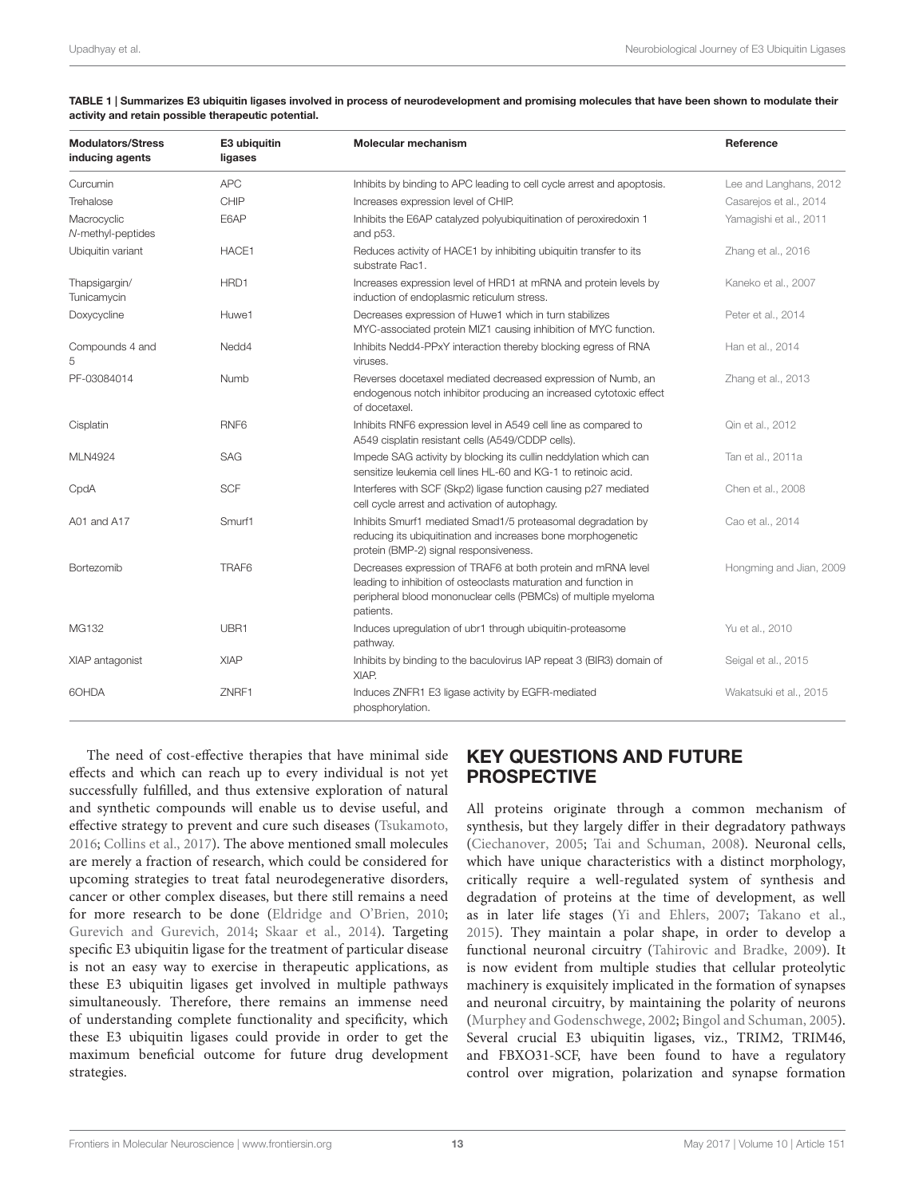**TABLE 1 | Summarizes E3 ubiquitin ligases involved in process of neurodevelopment and promising molecules that have been shown to modulate their activity and retain possible therapeutic potential.**

| Modulators/Stress inducing agents | E3 ubiquitin ligases | Molecular mechanism | Reference |
|---|---|---|---|
| Curcumin | APC | Inhibits by binding to APC leading to cell cycle arrest and apoptosis. | Lee and Langhans, 2012 |
| Trehalose | CHIP | Increases expression level of CHIP. | Casarejos et al., 2014 |
| Macrocyclic *N*-methyl-peptides | E6AP | Inhibits the E6AP catalyzed polyubiquitination of peroxiredoxin 1 and p53. | Yamagishi et al., 2011 |
| Ubiquitin variant | HACE1 | Reduces activity of HACE1 by inhibiting ubiquitin transfer to its substrate Rac1. | Zhang et al., 2016 |
| Thapsigargin/ Tunicamycin | HRD1 | Increases expression level of HRD1 at mRNA and protein levels by induction of endoplasmic reticulum stress. | Kaneko et al., 2007 |
| Doxycycline | Huwe1 | Decreases expression of Huwe1 which in turn stabilizes MYC-associated protein MIZ1 causing inhibition of MYC function. | Peter et al., 2014 |
| Compounds 4 and 5 | Nedd4 | Inhibits Nedd4-PPxY interaction thereby blocking egress of RNA viruses. | Han et al., 2014 |
| PF-03084014 | Numb | Reverses docetaxel mediated decreased expression of Numb, an endogenous notch inhibitor producing an increased cytotoxic effect of docetaxel. | Zhang et al., 2013 |
| Cisplatin | RNF6 | Inhibits RNF6 expression level in A549 cell line as compared to A549 cisplatin resistant cells (A549/CDDP cells). | Qin et al., 2012 |
| MLN4924 | SAG | Impede SAG activity by blocking its cullin neddylation which can sensitize leukemia cell lines HL-60 and KG-1 to retinoic acid. | Tan et al., 2011a |
| CpdA | SCF | Interferes with SCF (Skp2) ligase function causing p27 mediated cell cycle arrest and activation of autophagy. | Chen et al., 2008 |
| A01 and A17 | Smurf1 | Inhibits Smurf1 mediated Smad1/5 proteasomal degradation by reducing its ubiquitination and increases bone morphogenetic protein (BMP-2) signal responsiveness. | Cao et al., 2014 |
| Bortezomib | TRAF6 | Decreases expression of TRAF6 at both protein and mRNA level leading to inhibition of osteoclasts maturation and function in peripheral blood mononuclear cells (PBMCs) of multiple myeloma patients. | Hongming and Jian, 2009 |
| MG132 | UBR1 | Induces upregulation of ubr1 through ubiquitin-proteasome pathway. | Yu et al., 2010 |
| XIAP antagonist | XIAP | Inhibits by binding to the baculovirus IAP repeat 3 (BIR3) domain of XIAP. | Seigal et al., 2015 |
| 6OHDA | ZNRF1 | Induces ZNFR1 E3 ligase activity by EGFR-mediated phosphorylation. | Wakatsuki et al., 2015 |

The need of cost-effective therapies that have minimal side effects and which can reach up to every individual is not yet successfully fulfilled, and thus extensive exploration of natural and synthetic compounds will enable us to devise useful, and effective strategy to prevent and cure such diseases (Tsukamoto, 2016; Collins et al., 2017). The above mentioned small molecules are merely a fraction of research, which could be considered for upcoming strategies to treat fatal neurodegenerative disorders, cancer or other complex diseases, but there still remains a need for more research to be done (Eldridge and O'Brien, 2010; Gurevich and Gurevich, 2014; Skaar et al., 2014). Targeting specific E3 ubiquitin ligase for the treatment of particular disease is not an easy way to exercise in therapeutic applications, as these E3 ubiquitin ligases get involved in multiple pathways simultaneously. Therefore, there remains an immense need of understanding complete functionality and specificity, which these E3 ubiquitin ligases could provide in order to get the maximum beneficial outcome for future drug development strategies.

## KEY QUESTIONS AND FUTURE PROSPECTIVE

All proteins originate through a common mechanism of synthesis, but they largely differ in their degradatory pathways (Ciechanover, 2005; Tai and Schuman, 2008). Neuronal cells, which have unique characteristics with a distinct morphology, critically require a well-regulated system of synthesis and degradation of proteins at the time of development, as well as in later life stages (Yi and Ehlers, 2007; Takano et al., 2015). They maintain a polar shape, in order to develop a functional neuronal circuitry (Tahirovic and Bradke, 2009). It is now evident from multiple studies that cellular proteolytic machinery is exquisitely implicated in the formation of synapses and neuronal circuitry, by maintaining the polarity of neurons (Murphey and Godenschwege, 2002; Bingol and Schuman, 2005). Several crucial E3 ubiquitin ligases, viz., TRIM2, TRIM46, and FBXO31-SCF, have been found to have a regulatory control over migration, polarization and synapse formation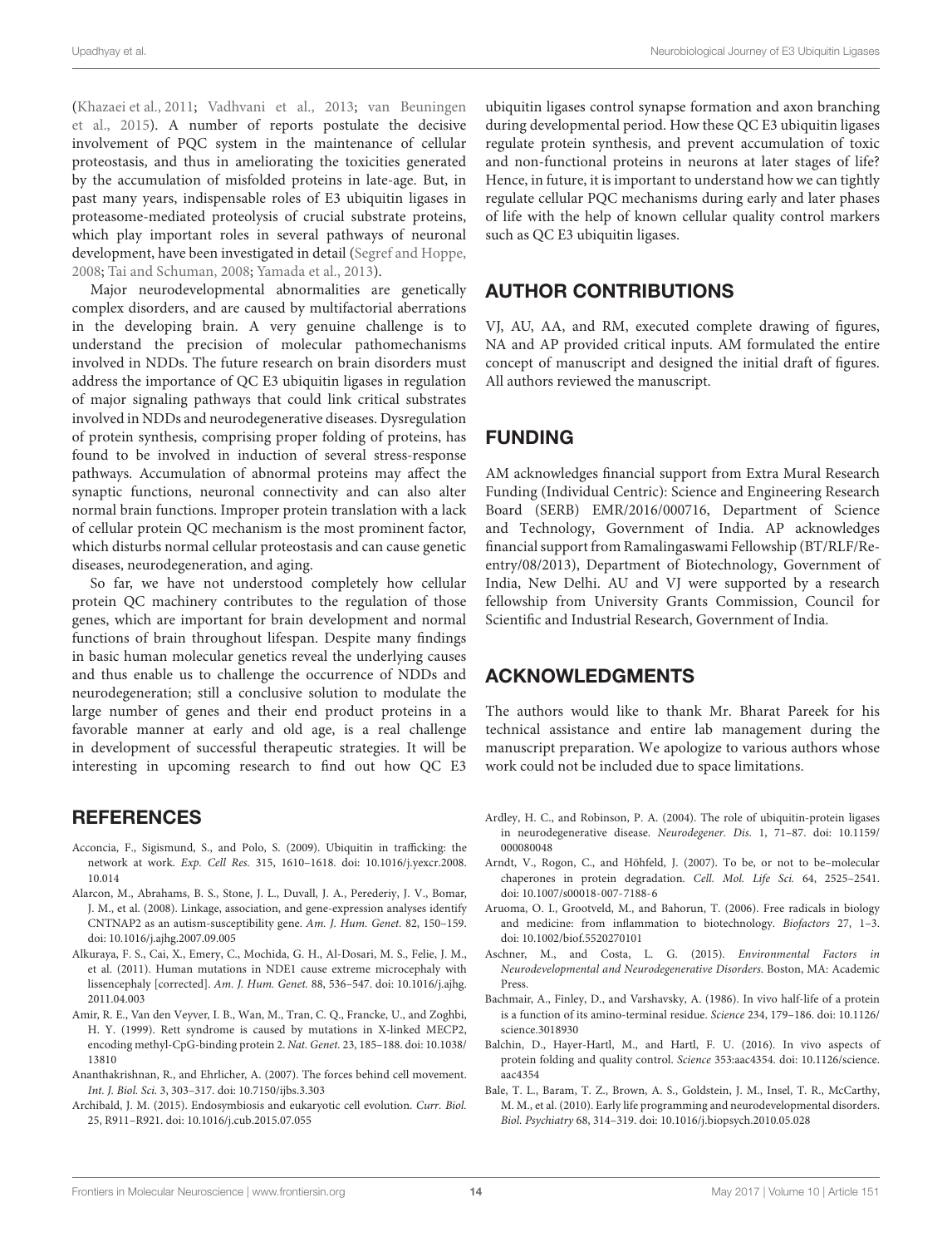(Khazaei et al., 2011; Vadhvani et al., 2013; van Beuningen et al., 2015). A number of reports postulate the decisive involvement of PQC system in the maintenance of cellular proteostasis, and thus in ameliorating the toxicities generated by the accumulation of misfolded proteins in late-age. But, in past many years, indispensable roles of E3 ubiquitin ligases in proteasome-mediated proteolysis of crucial substrate proteins, which play important roles in several pathways of neuronal development, have been investigated in detail (Segref and Hoppe, 2008; Tai and Schuman, 2008; Yamada et al., 2013).

Major neurodevelopmental abnormalities are genetically complex disorders, and are caused by multifactorial aberrations in the developing brain. A very genuine challenge is to understand the precision of molecular pathomechanisms involved in NDDs. The future research on brain disorders must address the importance of QC E3 ubiquitin ligases in regulation of major signaling pathways that could link critical substrates involved in NDDs and neurodegenerative diseases. Dysregulation of protein synthesis, comprising proper folding of proteins, has found to be involved in induction of several stress-response pathways. Accumulation of abnormal proteins may affect the synaptic functions, neuronal connectivity and can also alter normal brain functions. Improper protein translation with a lack of cellular protein QC mechanism is the most prominent factor, which disturbs normal cellular proteostasis and can cause genetic diseases, neurodegeneration, and aging.

So far, we have not understood completely how cellular protein QC machinery contributes to the regulation of those genes, which are important for brain development and normal functions of brain throughout lifespan. Despite many findings in basic human molecular genetics reveal the underlying causes and thus enable us to challenge the occurrence of NDDs and neurodegeneration; still a conclusive solution to modulate the large number of genes and their end product proteins in a favorable manner at early and old age, is a real challenge in development of successful therapeutic strategies. It will be interesting in upcoming research to find out how QC E3 ubiquitin ligases control synapse formation and axon branching during developmental period. How these QC E3 ubiquitin ligases regulate protein synthesis, and prevent accumulation of toxic and non-functional proteins in neurons at later stages of life? Hence, in future, it is important to understand how we can tightly regulate cellular PQC mechanisms during early and later phases of life with the help of known cellular quality control markers such as QC E3 ubiquitin ligases.

## AUTHOR CONTRIBUTIONS

VJ, AU, AA, and RM, executed complete drawing of figures, NA and AP provided critical inputs. AM formulated the entire concept of manuscript and designed the initial draft of figures. All authors reviewed the manuscript.

## FUNDING

AM acknowledges financial support from Extra Mural Research Funding (Individual Centric): Science and Engineering Research Board (SERB) EMR/2016/000716, Department of Science and Technology, Government of India. AP acknowledges financial support from Ramalingaswami Fellowship (BT/RLF/Re-entry/08/2013), Department of Biotechnology, Government of India, New Delhi. AU and VJ were supported by a research fellowship from University Grants Commission, Council for Scientific and Industrial Research, Government of India.

## ACKNOWLEDGMENTS

The authors would like to thank Mr. Bharat Pareek for his technical assistance and entire lab management during the manuscript preparation. We apologize to various authors whose work could not be included due to space limitations.

## REFERENCES

Acconcia, F., Sigismund, S., and Polo, S. (2009). Ubiquitin in trafficking: the network at work. *Exp. Cell Res.* 315, 1610–1618. doi: 10.1016/j.yexcr.2008.10.014

Alarcon, M., Abrahams, B. S., Stone, J. L., Duvall, J. A., Perederiy, J. V., Bomar, J. M., et al. (2008). Linkage, association, and gene-expression analyses identify CNTNAP2 as an autism-susceptibility gene. *Am. J. Hum. Genet.* 82, 150–159. doi: 10.1016/j.ajhg.2007.09.005

Alkuraya, F. S., Cai, X., Emery, C., Mochida, G. H., Al-Dosari, M. S., Felie, J. M., et al. (2011). Human mutations in NDE1 cause extreme microcephaly with lissencephaly [corrected]. *Am. J. Hum. Genet.* 88, 536–547. doi: 10.1016/j.ajhg.2011.04.003

Amir, R. E., Van den Veyver, I. B., Wan, M., Tran, C. Q., Francke, U., and Zoghbi, H. Y. (1999). Rett syndrome is caused by mutations in X-linked MECP2, encoding methyl-CpG-binding protein 2. *Nat. Genet.* 23, 185–188. doi: 10.1038/13810

Ananthakrishnan, R., and Ehrlicher, A. (2007). The forces behind cell movement. *Int. J. Biol. Sci.* 3, 303–317. doi: 10.7150/ijbs.3.303

Archibald, J. M. (2015). Endosymbiosis and eukaryotic cell evolution. *Curr. Biol.* 25, R911–R921. doi: 10.1016/j.cub.2015.07.055

Ardley, H. C., and Robinson, P. A. (2004). The role of ubiquitin-protein ligases in neurodegenerative disease. *Neurodegener. Dis.* 1, 71–87. doi: 10.1159/000080048

Arndt, V., Rogon, C., and Höhfeld, J. (2007). To be, or not to be–molecular chaperones in protein degradation. *Cell. Mol. Life Sci.* 64, 2525–2541. doi: 10.1007/s00018-007-7188-6

Aruoma, O. I., Grootveld, M., and Bahorun, T. (2006). Free radicals in biology and medicine: from inflammation to biotechnology. *Biofactors* 27, 1–3. doi: 10.1002/biof.5520270101

Aschner, M., and Costa, L. G. (2015). *Environmental Factors in Neurodevelopmental and Neurodegenerative Disorders*. Boston, MA: Academic Press.

Bachmair, A., Finley, D., and Varshavsky, A. (1986). In vivo half-life of a protein is a function of its amino-terminal residue. *Science* 234, 179–186. doi: 10.1126/science.3018930

Balchin, D., Hayer-Hartl, M., and Hartl, F. U. (2016). In vivo aspects of protein folding and quality control. *Science* 353:aac4354. doi: 10.1126/science.aac4354

Bale, T. L., Baram, T. Z., Brown, A. S., Goldstein, J. M., Insel, T. R., McCarthy, M. M., et al. (2010). Early life programming and neurodevelopmental disorders. *Biol. Psychiatry* 68, 314–319. doi: 10.1016/j.biopsych.2010.05.028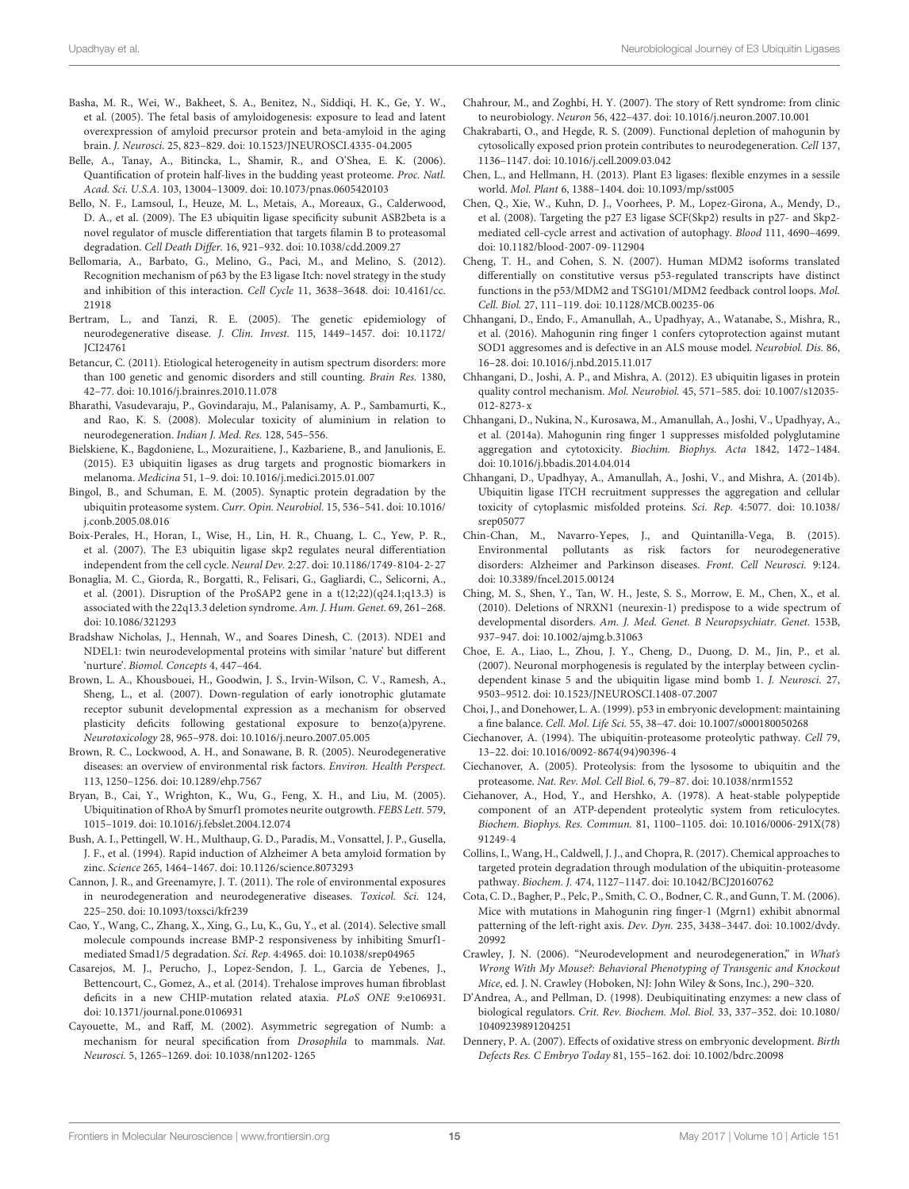Basha, M. R., Wei, W., Bakheet, S. A., Benitez, N., Siddiqi, H. K., Ge, Y. W., et al. (2005). The fetal basis of amyloidogenesis: exposure to lead and latent overexpression of amyloid precursor protein and beta-amyloid in the aging brain. *J. Neurosci.* 25, 823–829. doi: 10.1523/JNEUROSCI.4335-04.2005

Belle, A., Tanay, A., Bitincka, L., Shamir, R., and O'Shea, E. K. (2006). Quantification of protein half-lives in the budding yeast proteome. *Proc. Natl. Acad. Sci. U.S.A.* 103, 13004–13009. doi: 10.1073/pnas.0605420103

Bello, N. F., Lamsoul, I., Heuze, M. L., Metais, A., Moreaux, G., Calderwood, D. A., et al. (2009). The E3 ubiquitin ligase specificity subunit ASB2beta is a novel regulator of muscle differentiation that targets filamin B to proteasomal degradation. *Cell Death Differ.* 16, 921–932. doi: 10.1038/cdd.2009.27

Bellomaria, A., Barbato, G., Melino, G., Paci, M., and Melino, S. (2012). Recognition mechanism of p63 by the E3 ligase Itch: novel strategy in the study and inhibition of this interaction. *Cell Cycle* 11, 3638–3648. doi: 10.4161/cc.21918

Bertram, L., and Tanzi, R. E. (2005). The genetic epidemiology of neurodegenerative disease. *J. Clin. Invest.* 115, 1449–1457. doi: 10.1172/JCI24761

Betancur, C. (2011). Etiological heterogeneity in autism spectrum disorders: more than 100 genetic and genomic disorders and still counting. *Brain Res.* 1380, 42–77. doi: 10.1016/j.brainres.2010.11.078

Bharathi, Vasudevaraju, P., Govindaraju, M., Palanisamy, A. P., Sambamurti, K., and Rao, K. S. (2008). Molecular toxicity of aluminium in relation to neurodegeneration. *Indian J. Med. Res.* 128, 545–556.

Bielskiene, K., Bagdoniene, L., Mozuraitiene, J., Kazbariene, B., and Janulionis, E. (2015). E3 ubiquitin ligases as drug targets and prognostic biomarkers in melanoma. *Medicina* 51, 1–9. doi: 10.1016/j.medici.2015.01.007

Bingol, B., and Schuman, E. M. (2005). Synaptic protein degradation by the ubiquitin proteasome system. *Curr. Opin. Neurobiol.* 15, 536–541. doi: 10.1016/j.conb.2005.08.016

Boix-Perales, H., Horan, I., Wise, H., Lin, H. R., Chuang, L. C., Yew, P. R., et al. (2007). The E3 ubiquitin ligase skp2 regulates neural differentiation independent from the cell cycle. *Neural Dev.* 2:27. doi: 10.1186/1749-8104-2-27

Bonaglia, M. C., Giorda, R., Borgatti, R., Felisari, G., Gagliardi, C., Selicorni, A., et al. (2001). Disruption of the ProSAP2 gene in a t(12;22)(q24.1;q13.3) is associated with the 22q13.3 deletion syndrome. *Am. J. Hum. Genet.* 69, 261–268. doi: 10.1086/321293

Bradshaw Nicholas, J., Hennah, W., and Soares Dinesh, C. (2013). NDE1 and NDEL1: twin neurodevelopmental proteins with similar 'nature' but different 'nurture'. *Biomol. Concepts* 4, 447–464.

Brown, L. A., Khousbouei, H., Goodwin, J. S., Irvin-Wilson, C. V., Ramesh, A., Sheng, L., et al. (2007). Down-regulation of early ionotrophic glutamate receptor subunit developmental expression as a mechanism for observed plasticity deficits following gestational exposure to benzo(a)pyrene. *Neurotoxicology* 28, 965–978. doi: 10.1016/j.neuro.2007.05.005

Brown, R. C., Lockwood, A. H., and Sonawane, B. R. (2005). Neurodegenerative diseases: an overview of environmental risk factors. *Environ. Health Perspect.* 113, 1250–1256. doi: 10.1289/ehp.7567

Bryan, B., Cai, Y., Wrighton, K., Wu, G., Feng, X. H., and Liu, M. (2005). Ubiquitination of RhoA by Smurf1 promotes neurite outgrowth. *FEBS Lett.* 579, 1015–1019. doi: 10.1016/j.febslet.2004.12.074

Bush, A. I., Pettingell, W. H., Multhaup, G. D., Paradis, M., Vonsattel, J. P., Gusella, J. F., et al. (1994). Rapid induction of Alzheimer A beta amyloid formation by zinc. *Science* 265, 1464–1467. doi: 10.1126/science.8073293

Cannon, J. R., and Greenamyre, J. T. (2011). The role of environmental exposures in neurodegeneration and neurodegenerative diseases. *Toxicol. Sci.* 124, 225–250. doi: 10.1093/toxsci/kfr239

Cao, Y., Wang, C., Zhang, X., Xing, G., Lu, K., Gu, Y., et al. (2014). Selective small molecule compounds increase BMP-2 responsiveness by inhibiting Smurf1-mediated Smad1/5 degradation. *Sci. Rep.* 4:4965. doi: 10.1038/srep04965

Casarejos, M. J., Perucho, J., Lopez-Sendon, J. L., Garcia de Yebenes, J., Bettencourt, C., Gomez, A., et al. (2014). Trehalose improves human fibroblast deficits in a new CHIP-mutation related ataxia. *PLoS ONE* 9:e106931. doi: 10.1371/journal.pone.0106931

Cayouette, M., and Raff, M. (2002). Asymmetric segregation of Numb: a mechanism for neural specification from *Drosophila* to mammals. *Nat. Neurosci.* 5, 1265–1269. doi: 10.1038/nn1202-1265

Chahrour, M., and Zoghbi, H. Y. (2007). The story of Rett syndrome: from clinic to neurobiology. *Neuron* 56, 422–437. doi: 10.1016/j.neuron.2007.10.001

Chakrabarti, O., and Hegde, R. S. (2009). Functional depletion of mahogunin by cytosolically exposed prion protein contributes to neurodegeneration. *Cell* 137, 1136–1147. doi: 10.1016/j.cell.2009.03.042

Chen, L., and Hellmann, H. (2013). Plant E3 ligases: flexible enzymes in a sessile world. *Mol. Plant* 6, 1388–1404. doi: 10.1093/mp/sst005

Chen, Q., Xie, W., Kuhn, D. J., Voorhees, P. M., Lopez-Girona, A., Mendy, D., et al. (2008). Targeting the p27 E3 ligase SCF(Skp2) results in p27- and Skp2-mediated cell-cycle arrest and activation of autophagy. *Blood* 111, 4690–4699. doi: 10.1182/blood-2007-09-112904

Cheng, T. H., and Cohen, S. N. (2007). Human MDM2 isoforms translated differentially on constitutive versus p53-regulated transcripts have distinct functions in the p53/MDM2 and TSG101/MDM2 feedback control loops. *Mol. Cell. Biol.* 27, 111–119. doi: 10.1128/MCB.00235-06

Chhangani, D., Endo, F., Amanullah, A., Upadhyay, A., Watanabe, S., Mishra, R., et al. (2016). Mahogunin ring finger 1 confers cytoprotection against mutant SOD1 aggresomes and is defective in an ALS mouse model. *Neurobiol. Dis.* 86, 16–28. doi: 10.1016/j.nbd.2015.11.017

Chhangani, D., Joshi, A. P., and Mishra, A. (2012). E3 ubiquitin ligases in protein quality control mechanism. *Mol. Neurobiol.* 45, 571–585. doi: 10.1007/s12035-012-8273-x

Chhangani, D., Nukina, N., Kurosawa, M., Amanullah, A., Joshi, V., Upadhyay, A., et al. (2014a). Mahogunin ring finger 1 suppresses misfolded polyglutamine aggregation and cytotoxicity. *Biochim. Biophys. Acta* 1842, 1472–1484. doi: 10.1016/j.bbadis.2014.04.014

Chhangani, D., Upadhyay, A., Amanullah, A., Joshi, V., and Mishra, A. (2014b). Ubiquitin ligase ITCH recruitment suppresses the aggregation and cellular toxicity of cytoplasmic misfolded proteins. *Sci. Rep.* 4:5077. doi: 10.1038/srep05077

Chin-Chan, M., Navarro-Yepes, J., and Quintanilla-Vega, B. (2015). Environmental pollutants as risk factors for neurodegenerative disorders: Alzheimer and Parkinson diseases. *Front. Cell Neurosci.* 9:124. doi: 10.3389/fncel.2015.00124

Ching, M. S., Shen, Y., Tan, W. H., Jeste, S. S., Morrow, E. M., Chen, X., et al. (2010). Deletions of NRXN1 (neurexin-1) predispose to a wide spectrum of developmental disorders. *Am. J. Med. Genet. B Neuropsychiatr. Genet.* 153B, 937–947. doi: 10.1002/ajmg.b.31063

Choe, E. A., Liao, L., Zhou, J. Y., Cheng, D., Duong, D. M., Jin, P., et al. (2007). Neuronal morphogenesis is regulated by the interplay between cyclin-dependent kinase 5 and the ubiquitin ligase mind bomb 1. *J. Neurosci.* 27, 9503–9512. doi: 10.1523/JNEUROSCI.1408-07.2007

Choi, J., and Donehower, L. A. (1999). p53 in embryonic development: maintaining a fine balance. *Cell. Mol. Life Sci.* 55, 38–47. doi: 10.1007/s000180050268

Ciechanover, A. (1994). The ubiquitin-proteasome proteolytic pathway. *Cell* 79, 13–22. doi: 10.1016/0092-8674(94)90396-4

Ciechanover, A. (2005). Proteolysis: from the lysosome to ubiquitin and the proteasome. *Nat. Rev. Mol. Cell Biol.* 6, 79–87. doi: 10.1038/nrm1552

Ciehanover, A., Hod, Y., and Hershko, A. (1978). A heat-stable polypeptide component of an ATP-dependent proteolytic system from reticulocytes. *Biochem. Biophys. Res. Commun.* 81, 1100–1105. doi: 10.1016/0006-291X(78)91249-4

Collins, I., Wang, H., Caldwell, J. J., and Chopra, R. (2017). Chemical approaches to targeted protein degradation through modulation of the ubiquitin-proteasome pathway. *Biochem. J.* 474, 1127–1147. doi: 10.1042/BCJ20160762

Cota, C. D., Bagher, P., Pelc, P., Smith, C. O., Bodner, C. R., and Gunn, T. M. (2006). Mice with mutations in Mahogunin ring finger-1 (Mgrn1) exhibit abnormal patterning of the left-right axis. *Dev. Dyn.* 235, 3438–3447. doi: 10.1002/dvdy.20992

Crawley, J. N. (2006). "Neurodevelopment and neurodegeneration," in *What's Wrong With My Mouse?: Behavioral Phenotyping of Transgenic and Knockout Mice*, ed. J. N. Crawley (Hoboken, NJ: John Wiley & Sons, Inc.), 290–320.

D'Andrea, A., and Pellman, D. (1998). Deubiquitinating enzymes: a new class of biological regulators. *Crit. Rev. Biochem. Mol. Biol.* 33, 337–352. doi: 10.1080/10409239891204251

Dennery, P. A. (2007). Effects of oxidative stress on embryonic development. *Birth Defects Res. C Embryo Today* 81, 155–162. doi: 10.1002/bdrc.20098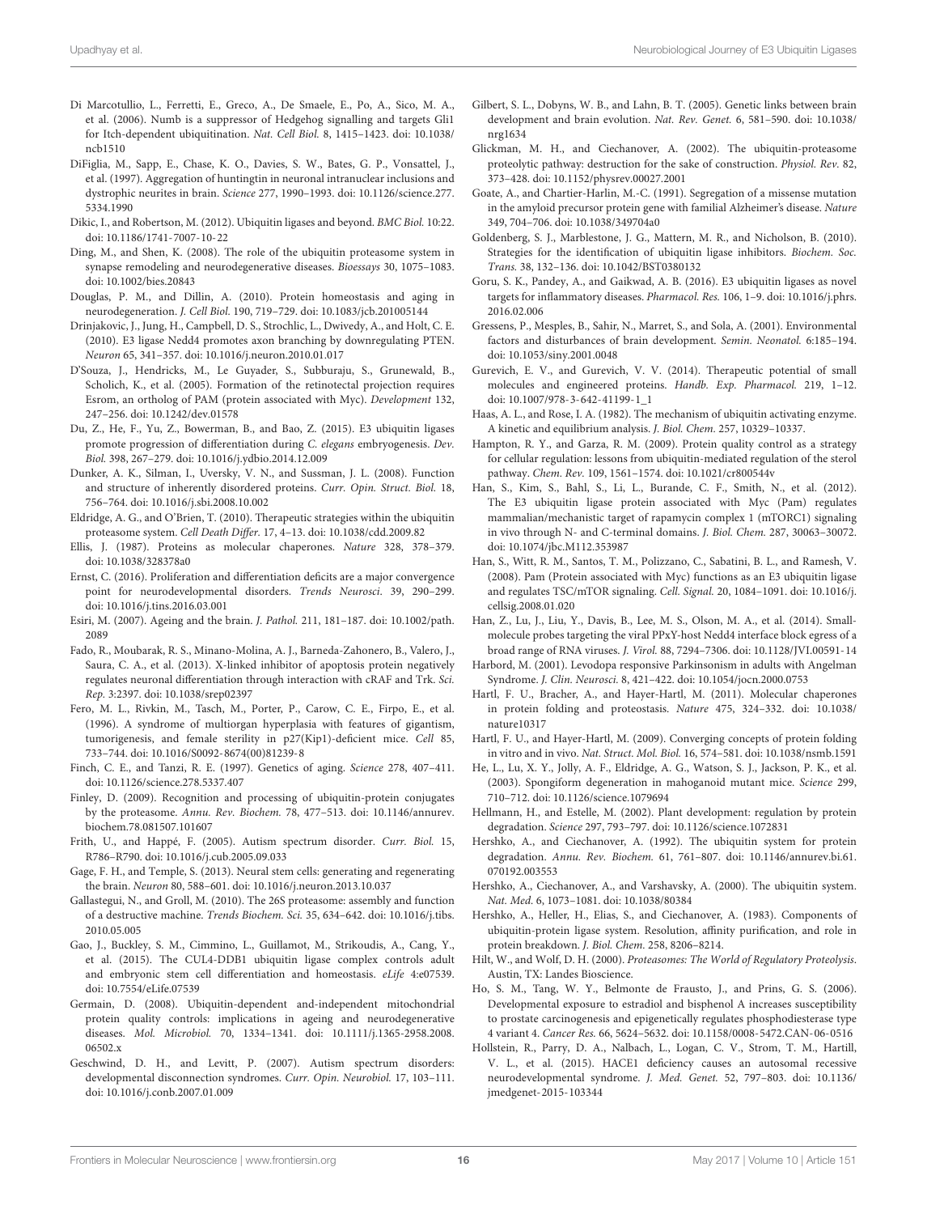Di Marcotullio, L., Ferretti, E., Greco, A., De Smaele, E., Po, A., Sico, M. A., et al. (2006). Numb is a suppressor of Hedgehog signalling and targets Gli1 for Itch-dependent ubiquitination. *Nat. Cell Biol.* 8, 1415–1423. doi: 10.1038/ncb1510

DiFiglia, M., Sapp, E., Chase, K. O., Davies, S. W., Bates, G. P., Vonsattel, J., et al. (1997). Aggregation of huntingtin in neuronal intranuclear inclusions and dystrophic neurites in brain. *Science* 277, 1990–1993. doi: 10.1126/science.277.5334.1990

Dikic, I., and Robertson, M. (2012). Ubiquitin ligases and beyond. *BMC Biol.* 10:22. doi: 10.1186/1741-7007-10-22

Ding, M., and Shen, K. (2008). The role of the ubiquitin proteasome system in synapse remodeling and neurodegenerative diseases. *Bioessays* 30, 1075–1083. doi: 10.1002/bies.20843

Douglas, P. M., and Dillin, A. (2010). Protein homeostasis and aging in neurodegeneration. *J. Cell Biol.* 190, 719–729. doi: 10.1083/jcb.201005144

Drinjakovic, J., Jung, H., Campbell, D. S., Strochlic, L., Dwivedy, A., and Holt, C. E. (2010). E3 ligase Nedd4 promotes axon branching by downregulating PTEN. *Neuron* 65, 341–357. doi: 10.1016/j.neuron.2010.01.017

D'Souza, J., Hendricks, M., Le Guyader, S., Subburaju, S., Grunewald, B., Scholich, K., et al. (2005). Formation of the retinotectal projection requires Esrom, an ortholog of PAM (protein associated with Myc). *Development* 132, 247–256. doi: 10.1242/dev.01578

Du, Z., He, F., Yu, Z., Bowerman, B., and Bao, Z. (2015). E3 ubiquitin ligases promote progression of differentiation during *C. elegans* embryogenesis. *Dev. Biol.* 398, 267–279. doi: 10.1016/j.ydbio.2014.12.009

Dunker, A. K., Silman, I., Uversky, V. N., and Sussman, J. L. (2008). Function and structure of inherently disordered proteins. *Curr. Opin. Struct. Biol.* 18, 756–764. doi: 10.1016/j.sbi.2008.10.002

Eldridge, A. G., and O'Brien, T. (2010). Therapeutic strategies within the ubiquitin proteasome system. *Cell Death Differ.* 17, 4–13. doi: 10.1038/cdd.2009.82

Ellis, J. (1987). Proteins as molecular chaperones. *Nature* 328, 378–379. doi: 10.1038/328378a0

Ernst, C. (2016). Proliferation and differentiation deficits are a major convergence point for neurodevelopmental disorders. *Trends Neurosci.* 39, 290–299. doi: 10.1016/j.tins.2016.03.001

Esiri, M. (2007). Ageing and the brain. *J. Pathol.* 211, 181–187. doi: 10.1002/path.2089

Fado, R., Moubarak, R. S., Minano-Molina, A. J., Barneda-Zahonero, B., Valero, J., Saura, C. A., et al. (2013). X-linked inhibitor of apoptosis protein negatively regulates neuronal differentiation through interaction with cRAF and Trk. *Sci. Rep.* 3:2397. doi: 10.1038/srep02397

Fero, M. L., Rivkin, M., Tasch, M., Porter, P., Carow, C. E., Firpo, E., et al. (1996). A syndrome of multiorgan hyperplasia with features of gigantism, tumorigenesis, and female sterility in p27(Kip1)-deficient mice. *Cell* 85, 733–744. doi: 10.1016/S0092-8674(00)81239-8

Finch, C. E., and Tanzi, R. E. (1997). Genetics of aging. *Science* 278, 407–411. doi: 10.1126/science.278.5337.407

Finley, D. (2009). Recognition and processing of ubiquitin-protein conjugates by the proteasome. *Annu. Rev. Biochem.* 78, 477–513. doi: 10.1146/annurev.biochem.78.081507.101607

Frith, U., and Happé, F. (2005). Autism spectrum disorder. *Curr. Biol.* 15, R786–R790. doi: 10.1016/j.cub.2005.09.033

Gage, F. H., and Temple, S. (2013). Neural stem cells: generating and regenerating the brain. *Neuron* 80, 588–601. doi: 10.1016/j.neuron.2013.10.037

Gallastegui, N., and Groll, M. (2010). The 26S proteasome: assembly and function of a destructive machine. *Trends Biochem. Sci.* 35, 634–642. doi: 10.1016/j.tibs.2010.05.005

Gao, J., Buckley, S. M., Cimmino, L., Guillamot, M., Strikoudis, A., Cang, Y., et al. (2015). The CUL4-DDB1 ubiquitin ligase complex controls adult and embryonic stem cell differentiation and homeostasis. *eLife* 4:e07539. doi: 10.7554/eLife.07539

Germain, D. (2008). Ubiquitin-dependent and-independent mitochondrial protein quality controls: implications in ageing and neurodegenerative diseases. *Mol. Microbiol.* 70, 1334–1341. doi: 10.1111/j.1365-2958.2008.06502.x

Geschwind, D. H., and Levitt, P. (2007). Autism spectrum disorders: developmental disconnection syndromes. *Curr. Opin. Neurobiol.* 17, 103–111. doi: 10.1016/j.conb.2007.01.009

Gilbert, S. L., Dobyns, W. B., and Lahn, B. T. (2005). Genetic links between brain development and brain evolution. *Nat. Rev. Genet.* 6, 581–590. doi: 10.1038/nrg1634

Glickman, M. H., and Ciechanover, A. (2002). The ubiquitin-proteasome proteolytic pathway: destruction for the sake of construction. *Physiol. Rev.* 82, 373–428. doi: 10.1152/physrev.00027.2001

Goate, A., and Chartier-Harlin, M.-C. (1991). Segregation of a missense mutation in the amyloid precursor protein gene with familial Alzheimer's disease. *Nature* 349, 704–706. doi: 10.1038/349704a0

Goldenberg, S. J., Marblestone, J. G., Mattern, M. R., and Nicholson, B. (2010). Strategies for the identification of ubiquitin ligase inhibitors. *Biochem. Soc. Trans.* 38, 132–136. doi: 10.1042/BST0380132

Goru, S. K., Pandey, A., and Gaikwad, A. B. (2016). E3 ubiquitin ligases as novel targets for inflammatory diseases. *Pharmacol. Res.* 106, 1–9. doi: 10.1016/j.phrs.2016.02.006

Gressens, P., Mesples, B., Sahir, N., Marret, S., and Sola, A. (2001). Environmental factors and disturbances of brain development. *Semin. Neonatol.* 6:185–194. doi: 10.1053/siny.2001.0048

Gurevich, E. V., and Gurevich, V. V. (2014). Therapeutic potential of small molecules and engineered proteins. *Handb. Exp. Pharmacol.* 219, 1–12. doi: 10.1007/978-3-642-41199-1_1

Haas, A. L., and Rose, I. A. (1982). The mechanism of ubiquitin activating enzyme. A kinetic and equilibrium analysis. *J. Biol. Chem.* 257, 10329–10337.

Hampton, R. Y., and Garza, R. M. (2009). Protein quality control as a strategy for cellular regulation: lessons from ubiquitin-mediated regulation of the sterol pathway. *Chem. Rev.* 109, 1561–1574. doi: 10.1021/cr800544v

Han, S., Kim, S., Bahl, S., Li, L., Burande, C. F., Smith, N., et al. (2012). The E3 ubiquitin ligase protein associated with Myc (Pam) regulates mammalian/mechanistic target of rapamycin complex 1 (mTORC1) signaling in vivo through N- and C-terminal domains. *J. Biol. Chem.* 287, 30063–30072. doi: 10.1074/jbc.M112.353987

Han, S., Witt, R. M., Santos, T. M., Polizzano, C., Sabatini, B. L., and Ramesh, V. (2008). Pam (Protein associated with Myc) functions as an E3 ubiquitin ligase and regulates TSC/mTOR signaling. *Cell. Signal.* 20, 1084–1091. doi: 10.1016/j.cellsig.2008.01.020

Han, Z., Lu, J., Liu, Y., Davis, B., Lee, M. S., Olson, M. A., et al. (2014). Small-molecule probes targeting the viral PPxY-host Nedd4 interface block egress of a broad range of RNA viruses. *J. Virol.* 88, 7294–7306. doi: 10.1128/JVI.00591-14

Harbord, M. (2001). Levodopa responsive Parkinsonism in adults with Angelman Syndrome. *J. Clin. Neurosci.* 8, 421–422. doi: 10.1054/jocn.2000.0753

Hartl, F. U., Bracher, A., and Hayer-Hartl, M. (2011). Molecular chaperones in protein folding and proteostasis. *Nature* 475, 324–332. doi: 10.1038/nature10317

Hartl, F. U., and Hayer-Hartl, M. (2009). Converging concepts of protein folding in vitro and in vivo. *Nat. Struct. Mol. Biol.* 16, 574–581. doi: 10.1038/nsmb.1591

He, L., Lu, X. Y., Jolly, A. F., Eldridge, A. G., Watson, S. J., Jackson, P. K., et al. (2003). Spongiform degeneration in mahoganoid mutant mice. *Science* 299, 710–712. doi: 10.1126/science.1079694

Hellmann, H., and Estelle, M. (2002). Plant development: regulation by protein degradation. *Science* 297, 793–797. doi: 10.1126/science.1072831

Hershko, A., and Ciechanover, A. (1992). The ubiquitin system for protein degradation. *Annu. Rev. Biochem.* 61, 761–807. doi: 10.1146/annurev.bi.61.070192.003553

Hershko, A., Ciechanover, A., and Varshavsky, A. (2000). The ubiquitin system. *Nat. Med.* 6, 1073–1081. doi: 10.1038/80384

Hershko, A., Heller, H., Elias, S., and Ciechanover, A. (1983). Components of ubiquitin-protein ligase system. Resolution, affinity purification, and role in protein breakdown. *J. Biol. Chem.* 258, 8206–8214.

Hilt, W., and Wolf, D. H. (2000). *Proteasomes: The World of Regulatory Proteolysis*. Austin, TX: Landes Bioscience.

Ho, S. M., Tang, W. Y., Belmonte de Frausto, J., and Prins, G. S. (2006). Developmental exposure to estradiol and bisphenol A increases susceptibility to prostate carcinogenesis and epigenetically regulates phosphodiesterase type 4 variant 4. *Cancer Res.* 66, 5624–5632. doi: 10.1158/0008-5472.CAN-06-0516

Hollstein, R., Parry, D. A., Nalbach, L., Logan, C. V., Strom, T. M., Hartill, V. L., et al. (2015). HACE1 deficiency causes an autosomal recessive neurodevelopmental syndrome. *J. Med. Genet.* 52, 797–803. doi: 10.1136/jmedgenet-2015-103344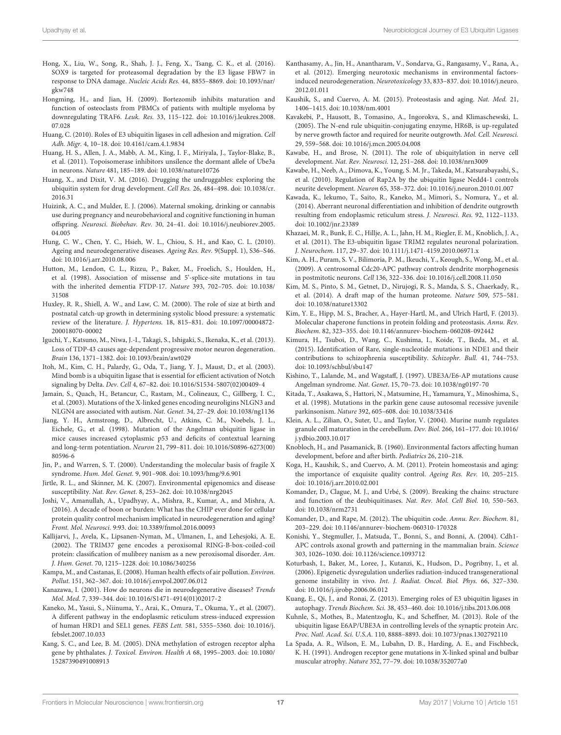Hong, X., Liu, W., Song, R., Shah, J. J., Feng, X., Tsang, C. K., et al. (2016). SOX9 is targeted for proteasomal degradation by the E3 ligase FBW7 in response to DNA damage. *Nucleic Acids Res.* 44, 8855–8869. doi: 10.1093/nar/gkw748

Hongming, H., and Jian, H. (2009). Bortezomib inhibits maturation and function of osteoclasts from PBMCs of patients with multiple myeloma by downregulating TRAF6. *Leuk. Res.* 33, 115–122. doi: 10.1016/j.leukres.2008.07.028

Huang, C. (2010). Roles of E3 ubiquitin ligases in cell adhesion and migration. *Cell Adh. Migr.* 4, 10–18. doi: 10.4161/cam.4.1.9834

Huang, H. S., Allen, J. A., Mabb, A. M., King, I. F., Miriyala, J., Taylor-Blake, B., et al. (2011). Topoisomerase inhibitors unsilence the dormant allele of Ube3a in neurons. *Nature* 481, 185–189. doi: 10.1038/nature10726

Huang, X., and Dixit, V. M. (2016). Drugging the undruggables: exploring the ubiquitin system for drug development. *Cell Res.* 26, 484–498. doi: 10.1038/cr.2016.31

Huizink, A. C., and Mulder, E. J. (2006). Maternal smoking, drinking or cannabis use during pregnancy and neurobehavioral and cognitive functioning in human offspring. *Neurosci. Biobehav. Rev.* 30, 24–41. doi: 10.1016/j.neubiorev.2005.04.005

Hung, C. W., Chen, Y. C., Hsieh, W. L., Chiou, S. H., and Kao, C. L. (2010). Ageing and neurodegenerative diseases. *Ageing Res. Rev.* 9(Suppl. 1), S36–S46. doi: 10.1016/j.arr.2010.08.006

Hutton, M., Lendon, C. L., Rizzu, P., Baker, M., Froelich, S., Houlden, H., et al. (1998). Association of missense and 5'-splice-site mutations in tau with the inherited dementia FTDP-17. *Nature* 393, 702–705. doi: 10.1038/31508

Huxley, R. R., Shiell, A. W., and Law, C. M. (2000). The role of size at birth and postnatal catch-up growth in determining systolic blood pressure: a systematic review of the literature. *J. Hypertens.* 18, 815–831. doi: 10.1097/00004872-200018070-00002

Iguchi, Y., Katsuno, M., Niwa, J.-I., Takagi, S., Ishigaki, S., Ikenaka, K., et al. (2013). Loss of TDP-43 causes age-dependent progressive motor neuron degeneration. *Brain* 136, 1371–1382. doi: 10.1093/brain/awt029

Itoh, M., Kim, C. H., Palardy, G., Oda, T., Jiang, Y. J., Maust, D., et al. (2003). Mind bomb is a ubiquitin ligase that is essential for efficient activation of Notch signaling by Delta. *Dev. Cell* 4, 67–82. doi: 10.1016/S1534-5807(02)00409-4

Jamain, S., Quach, H., Betancur, C., Rastam, M., Colineaux, C., Gillberg, I. C., et al. (2003). Mutations of the X-linked genes encoding neuroligins NLGN3 and NLGN4 are associated with autism. *Nat. Genet.* 34, 27–29. doi: 10.1038/ng1136

Jiang, Y. H., Armstrong, D., Albrecht, U., Atkins, C. M., Noebels, J. L., Eichele, G., et al. (1998). Mutation of the Angelman ubiquitin ligase in mice causes increased cytoplasmic p53 and deficits of contextual learning and long-term potentiation. *Neuron* 21, 799–811. doi: 10.1016/S0896-6273(00)80596-6

Jin, P., and Warren, S. T. (2000). Understanding the molecular basis of fragile X syndrome. *Hum. Mol. Genet.* 9, 901–908. doi: 10.1093/hmg/9.6.901

Jirtle, R. L., and Skinner, M. K. (2007). Environmental epigenomics and disease susceptibility. *Nat. Rev. Genet.* 8, 253–262. doi: 10.1038/nrg2045

Joshi, V., Amanullah, A., Upadhyay, A., Mishra, R., Kumar, A., and Mishra, A. (2016). A decade of boon or burden: What has the CHIP ever done for cellular protein quality control mechanism implicated in neurodegeneration and aging? *Front. Mol. Neurosci.* 9:93. doi: 10.3389/fnmol.2016.00093

Kallijarvi, J., Avela, K., Lipsanen-Nyman, M., Ulmanen, I., and Lehesjoki, A. E. (2002). The TRIM37 gene encodes a peroxisomal RING-B-box-coiled-coil protein: classification of mulibrey nanism as a new peroxisomal disorder. *Am. J. Hum. Genet.* 70, 1215–1228. doi: 10.1086/340256

Kampa, M., and Castanas, E. (2008). Human health effects of air pollution. *Environ. Pollut.* 151, 362–367. doi: 10.1016/j.envpol.2007.06.012

Kanazawa, I. (2001). How do neurons die in neurodegenerative diseases? *Trends Mol. Med.* 7, 339–344. doi: 10.1016/S1471-4914(01)02017-2

Kaneko, M., Yasui, S., Niinuma, Y., Arai, K., Omura, T., Okuma, Y., et al. (2007). A different pathway in the endoplasmic reticulum stress-induced expression of human HRD1 and SEL1 genes. *FEBS Lett.* 581, 5355–5360. doi: 10.1016/j.febslet.2007.10.033

Kang, S. C., and Lee, B. M. (2005). DNA methylation of estrogen receptor alpha gene by phthalates. *J. Toxicol. Environ. Health A* 68, 1995–2003. doi: 10.1080/15287390491008913

Kanthasamy, A., Jin, H., Anantharam, V., Sondarva, G., Rangasamy, V., Rana, A., et al. (2012). Emerging neurotoxic mechanisms in environmental factors-induced neurodegeneration. *Neurotoxicology* 33, 833–837. doi: 10.1016/j.neuro.2012.01.011

Kaushik, S., and Cuervo, A. M. (2015). Proteostasis and aging. *Nat. Med.* 21, 1406–1415. doi: 10.1038/nm.4001

Kavakebi, P., Hausott, B., Tomasino, A., Ingorokva, S., and Klimaschewski, L. (2005). The N-end rule ubiquitin-conjugating enzyme, HR6B, is up-regulated by nerve growth factor and required for neurite outgrowth. *Mol. Cell. Neurosci.* 29, 559–568. doi: 10.1016/j.mcn.2005.04.008

Kawabe, H., and Brose, N. (2011). The role of ubiquitylation in nerve cell development. *Nat. Rev. Neurosci.* 12, 251–268. doi: 10.1038/nrn3009

Kawabe, H., Neeb, A., Dimova, K., Young, S. M. Jr., Takeda, M., Katsurabayashi, S., et al. (2010). Regulation of Rap2A by the ubiquitin ligase Nedd4-1 controls neurite development. *Neuron* 65, 358–372. doi: 10.1016/j.neuron.2010.01.007

Kawada, K., Iekumo, T., Saito, R., Kaneko, M., Mimori, S., Nomura, Y., et al. (2014). Aberrant neuronal differentiation and inhibition of dendrite outgrowth resulting from endoplasmic reticulum stress. *J. Neurosci. Res.* 92, 1122–1133. doi: 10.1002/jnr.23389

Khazaei, M. R., Bunk, E. C., Hillje, A. L., Jahn, H. M., Riegler, E. M., Knoblich, J. A., et al. (2011). The E3-ubiquitin ligase TRIM2 regulates neuronal polarization. *J. Neurochem.* 117, 29–37. doi: 10.1111/j.1471-4159.2010.06971.x

Kim, A. H., Puram, S. V., Bilimoria, P. M., Ikeuchi, Y., Keough, S., Wong, M., et al. (2009). A centrosomal Cdc20-APC pathway controls dendrite morphogenesis in postmitotic neurons. *Cell* 136, 322–336. doi: 10.1016/j.cell.2008.11.050

Kim, M. S., Pinto, S. M., Getnet, D., Nirujogi, R. S., Manda, S. S., Chaerkady, R., et al. (2014). A draft map of the human proteome. *Nature* 509, 575–581. doi: 10.1038/nature13302

Kim, Y. E., Hipp, M. S., Bracher, A., Hayer-Hartl, M., and Ulrich Hartl, F. (2013). Molecular chaperone functions in protein folding and proteostasis. *Annu. Rev. Biochem.* 82, 323–355. doi: 10.1146/annurev-biochem-060208-092442

Kimura, H., Tsuboi, D., Wang, C., Kushima, I., Koide, T., Ikeda, M., et al. (2015). Identification of Rare, single-nucleotide mutations in NDE1 and their contributions to schizophrenia susceptibility. *Schizophr. Bull.* 41, 744–753. doi: 10.1093/schbul/sbu147

Kishino, T., Lalande, M., and Wagstaff, J. (1997). UBE3A/E6-AP mutations cause Angelman syndrome. *Nat. Genet.* 15, 70–73. doi: 10.1038/ng0197-70

Kitada, T., Asakawa, S., Hattori, N., Matsumine, H., Yamamura, Y., Minoshima, S., et al. (1998). Mutations in the parkin gene cause autosomal recessive juvenile parkinsonism. *Nature* 392, 605–608. doi: 10.1038/33416

Klein, A. L., Zilian, O., Suter, U., and Taylor, V. (2004). Murine numb regulates granule cell maturation in the cerebellum. *Dev. Biol.* 266, 161–177. doi: 10.1016/j.ydbio.2003.10.017

Knobloch, H., and Pasamanick, B. (1960). Environmental factors affecting human development, before and after birth. *Pediatrics* 26, 210–218.

Koga, H., Kaushik, S., and Cuervo, A. M. (2011). Protein homeostasis and aging: the importance of exquisite quality control. *Ageing Res. Rev.* 10, 205–215. doi: 10.1016/j.arr.2010.02.001

Komander, D., Clague, M. J., and Urbé, S. (2009). Breaking the chains: structure and function of the deubiquitinases. *Nat. Rev. Mol. Cell Biol.* 10, 550–563. doi: 10.1038/nrm2731

Komander, D., and Rape, M. (2012). The ubiquitin code. *Annu. Rev. Biochem.* 81, 203–229. doi: 10.1146/annurev-biochem-060310-170328

Konishi, Y., Stegmuller, J., Matsuda, T., Bonni, S., and Bonni, A. (2004). Cdh1-APC controls axonal growth and patterning in the mammalian brain. *Science* 303, 1026–1030. doi: 10.1126/science.1093712

Koturbash, I., Baker, M., Loree, J., Kutanzi, K., Hudson, D., Pogribny, I., et al. (2006). Epigenetic dysregulation underlies radiation-induced transgenerational genome instability in vivo. *Int. J. Radiat. Oncol. Biol. Phys.* 66, 327–330. doi: 10.1016/j.ijrobp.2006.06.012

Kuang, E., Qi, J., and Ronai, Z. (2013). Emerging roles of E3 ubiquitin ligases in autophagy. *Trends Biochem. Sci.* 38, 453–460. doi: 10.1016/j.tibs.2013.06.008

Kuhnle, S., Mothes, B., Matentzoglu, K., and Scheffner, M. (2013). Role of the ubiquitin ligase E6AP/UBE3A in controlling levels of the synaptic protein Arc. *Proc. Natl. Acad. Sci. U.S.A.* 110, 8888–8893. doi: 10.1073/pnas.1302792110

La Spada, A. R., Wilson, E. M., Lubahn, D. B., Harding, A. E., and Fischbeck, K. H. (1991). Androgen receptor gene mutations in X-linked spinal and bulbar muscular atrophy. *Nature* 352, 77–79. doi: 10.1038/352077a0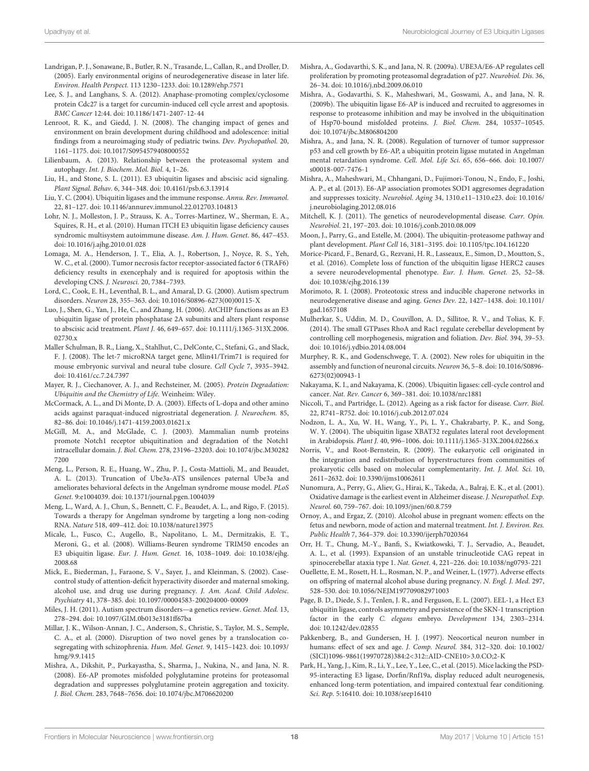Landrigan, P. J., Sonawane, B., Butler, R. N., Trasande, L., Callan, R., and Droller, D. (2005). Early environmental origins of neurodegenerative disease in later life. *Environ. Health Perspect.* 113 1230–1233. doi: 10.1289/ehp.7571

Lee, S. J., and Langhans, S. A. (2012). Anaphase-promoting complex/cyclosome protein Cdc27 is a target for curcumin-induced cell cycle arrest and apoptosis. *BMC Cancer* 12:44. doi: 10.1186/1471-2407-12-44

Lenroot, R. K., and Giedd, J. N. (2008). The changing impact of genes and environment on brain development during childhood and adolescence: initial findings from a neuroimaging study of pediatric twins. *Dev. Psychopathol.* 20, 1161–1175. doi: 10.1017/S0954579408000552

Lilienbaum, A. (2013). Relationship between the proteasomal system and autophagy. *Int. J. Biochem. Mol. Biol.* 4, 1–26.

Liu, H., and Stone, S. L. (2011). E3 ubiquitin ligases and abscisic acid signaling. *Plant Signal. Behav.* 6, 344–348. doi: 10.4161/psb.6.3.13914

Liu, Y. C. (2004). Ubiquitin ligases and the immune response. *Annu. Rev. Immunol.* 22, 81–127. doi: 10.1146/annurev.immunol.22.012703.104813

Lohr, N. J., Molleston, J. P., Strauss, K. A., Torres-Martinez, W., Sherman, E. A., Squires, R. H., et al. (2010). Human ITCH E3 ubiquitin ligase deficiency causes syndromic multisystem autoimmune disease. *Am. J. Hum. Genet.* 86, 447–453. doi: 10.1016/j.ajhg.2010.01.028

Lomaga, M. A., Henderson, J. T., Elia, A. J., Robertson, J., Noyce, R. S., Yeh, W. C., et al. (2000). Tumor necrosis factor receptor-associated factor 6 (TRAF6) deficiency results in exencephaly and is required for apoptosis within the developing CNS. *J. Neurosci.* 20, 7384–7393.

Lord, C., Cook, E. H., Leventhal, B. L., and Amaral, D. G. (2000). Autism spectrum disorders. *Neuron* 28, 355–363. doi: 10.1016/S0896-6273(00)00115-X

Luo, J., Shen, G., Yan, J., He, C., and Zhang, H. (2006). AtCHIP functions as an E3 ubiquitin ligase of protein phosphatase 2A subunits and alters plant response to abscisic acid treatment. *Plant J.* 46, 649–657. doi: 10.1111/j.1365-313X.2006.02730.x

Maller Schulman, B. R., Liang, X., Stahlhut, C., DelConte, C., Stefani, G., and Slack, F. J. (2008). The let-7 microRNA target gene, Mlin41/Trim71 is required for mouse embryonic survival and neural tube closure. *Cell Cycle* 7, 3935–3942. doi: 10.4161/cc.7.24.7397

Mayer, R. J., Ciechanover, A. J., and Rechsteiner, M. (2005). *Protein Degradation: Ubiquitin and the Chemistry of Life.* Weinheim: Wiley.

McCormack, A. L., and Di Monte, D. A. (2003). Effects of L-dopa and other amino acids against paraquat-induced nigrostriatal degeneration. *J. Neurochem.* 85, 82–86. doi: 10.1046/j.1471-4159.2003.01621.x

McGill, M. A., and McGlade, C. J. (2003). Mammalian numb proteins promote Notch1 receptor ubiquitination and degradation of the Notch1 intracellular domain. *J. Biol. Chem.* 278, 23196–23203. doi: 10.1074/jbc.M302827200

Meng, L., Person, R. E., Huang, W., Zhu, P. J., Costa-Mattioli, M., and Beaudet, A. L. (2013). Truncation of Ube3a-ATS unsilences paternal Ube3a and ameliorates behavioral defects in the Angelman syndrome mouse model. *PLoS Genet.* 9:e1004039. doi: 10.1371/journal.pgen.1004039

Meng, L., Ward, A. J., Chun, S., Bennett, C. F., Beaudet, A. L., and Rigo, F. (2015). Towards a therapy for Angelman syndrome by targeting a long non-coding RNA. *Nature* 518, 409–412. doi: 10.1038/nature13975

Micale, L., Fusco, C., Augello, B., Napolitano, L. M., Dermitzakis, E. T., Meroni, G., et al. (2008). Williams-Beuren syndrome TRIM50 encodes an E3 ubiquitin ligase. *Eur. J. Hum. Genet.* 16, 1038–1049. doi: 10.1038/ejhg.2008.68

Mick, E., Biederman, J., Faraone, S. V., Sayer, J., and Kleinman, S. (2002). Case-control study of attention-deficit hyperactivity disorder and maternal smoking, alcohol use, and drug use during pregnancy. *J. Am. Acad. Child Adolesc. Psychiatry* 41, 378–385. doi: 10.1097/00004583-200204000-00009

Miles, J. H. (2011). Autism spectrum disorders—a genetics review. *Genet. Med.* 13, 278–294. doi: 10.1097/GIM.0b013e3181ff67ba

Millar, J. K., Wilson-Annan, J. C., Anderson, S., Christie, S., Taylor, M. S., Semple, C. A., et al. (2000). Disruption of two novel genes by a translocation co-segregating with schizophrenia. *Hum. Mol. Genet.* 9, 1415–1423. doi: 10.1093/hmg/9.9.1415

Mishra, A., Dikshit, P., Purkayastha, S., Sharma, J., Nukina, N., and Jana, N. R. (2008). E6-AP promotes misfolded polyglutamine proteins for proteasomal degradation and suppresses polyglutamine protein aggregation and toxicity. *J. Biol. Chem.* 283, 7648–7656. doi: 10.1074/jbc.M706620200

Mishra, A., Godavarthi, S. K., and Jana, N. R. (2009a). UBE3A/E6-AP regulates cell proliferation by promoting proteasomal degradation of p27. *Neurobiol. Dis.* 36, 26–34. doi: 10.1016/j.nbd.2009.06.010

Mishra, A., Godavarthi, S. K., Maheshwari, M., Goswami, A., and Jana, N. R. (2009b). The ubiquitin ligase E6-AP is induced and recruited to aggresomes in response to proteasome inhibition and may be involved in the ubiquitination of Hsp70-bound misfolded proteins. *J. Biol. Chem.* 284, 10537–10545. doi: 10.1074/jbc.M806804200

Mishra, A., and Jana, N. R. (2008). Regulation of turnover of tumor suppressor p53 and cell growth by E6-AP, a ubiquitin protein ligase mutated in Angelman mental retardation syndrome. *Cell. Mol. Life Sci.* 65, 656–666. doi: 10.1007/s00018-007-7476-1

Mishra, A., Maheshwari, M., Chhangani, D., Fujimori-Tonou, N., Endo, F., Joshi, A. P., et al. (2013). E6-AP association promotes SOD1 aggresomes degradation and suppresses toxicity. *Neurobiol. Aging* 34, 1310.e11–1310.e23. doi: 10.1016/j.neurobiolaging.2012.08.016

Mitchell, K. J. (2011). The genetics of neurodevelopmental disease. *Curr. Opin. Neurobiol.* 21, 197–203. doi: 10.1016/j.conb.2010.08.009

Moon, J., Parry, G., and Estelle, M. (2004). The ubiquitin-proteasome pathway and plant development. *Plant Cell* 16, 3181–3195. doi: 10.1105/tpc.104.161220

Morice-Picard, F., Benard, G., Rezvani, H. R., Lasseaux, E., Simon, D., Moutton, S., et al. (2016). Complete loss of function of the ubiquitin ligase HERC2 causes a severe neurodevelopmental phenotype. *Eur. J. Hum. Genet.* 25, 52–58. doi: 10.1038/ejhg.2016.139

Morimoto, R. I. (2008). Proteotoxic stress and inducible chaperone networks in neurodegenerative disease and aging. *Genes Dev.* 22, 1427–1438. doi: 10.1101/gad.1657108

Mulherkar, S., Uddin, M. D., Couvillon, A. D., Sillitoe, R. V., and Tolias, K. F. (2014). The small GTPases RhoA and Rac1 regulate cerebellar development by controlling cell morphogenesis, migration and foliation. *Dev. Biol.* 394, 39–53. doi: 10.1016/j.ydbio.2014.08.004

Murphey, R. K., and Godenschwege, T. A. (2002). New roles for ubiquitin in the assembly and function of neuronal circuits. *Neuron* 36, 5–8. doi: 10.1016/S0896-6273(02)00943-1

Nakayama, K. I., and Nakayama, K. (2006). Ubiquitin ligases: cell-cycle control and cancer. *Nat. Rev. Cancer* 6, 369–381. doi: 10.1038/nrc1881

Niccoli, T., and Partridge, L. (2012). Ageing as a risk factor for disease. *Curr. Biol.* 22, R741–R752. doi: 10.1016/j.cub.2012.07.024

Nodzon, L. A., Xu, W. H., Wang, Y., Pi, L. Y., Chakrabarty, P. K., and Song, W. Y. (2004). The ubiquitin ligase XBAT32 regulates lateral root development in Arabidopsis. *Plant J.* 40, 996–1006. doi: 10.1111/j.1365-313X.2004.02266.x

Norris, V., and Root-Bernstein, R. (2009). The eukaryotic cell originated in the integration and redistribution of hyperstructures from communities of prokaryotic cells based on molecular complementarity. *Int. J. Mol. Sci.* 10, 2611–2632. doi: 10.3390/ijms10062611

Nunomura, A., Perry, G., Aliev, G., Hirai, K., Takeda, A., Balraj, E. K., et al. (2001). Oxidative damage is the earliest event in Alzheimer disease. *J. Neuropathol. Exp. Neurol.* 60, 759–767. doi: 10.1093/jnen/60.8.759

Ornoy, A., and Ergaz, Z. (2010). Alcohol abuse in pregnant women: effects on the fetus and newborn, mode of action and maternal treatment. *Int. J. Environ. Res. Public Health* 7, 364–379. doi: 10.3390/ijerph7020364

Orr, H. T., Chung, M.-Y., Banfi, S., Kwiatkowski, T. J., Servadio, A., Beaudet, A. L., et al. (1993). Expansion of an unstable trinucleotide CAG repeat in spinocerebellar ataxia type 1. *Nat. Genet.* 4, 221–226. doi: 10.1038/ng0793-221

Ouellette, E. M., Rosett, H. L., Rosman, N. P., and Weiner, L. (1977). Adverse effects on offspring of maternal alcohol abuse during pregnancy. *N. Engl. J. Med.* 297, 528–530. doi: 10.1056/NEJM197709082971003

Page, B. D., Diede, S. J., Tenlen, J. R., and Ferguson, E. L. (2007). EEL-1, a Hect E3 ubiquitin ligase, controls asymmetry and persistence of the SKN-1 transcription factor in the early *C. elegans* embryo. *Development* 134, 2303–2314. doi: 10.1242/dev.02855

Pakkenberg, B., and Gundersen, H. J. (1997). Neocortical neuron number in humans: effect of sex and age. *J. Comp. Neurol.* 384, 312–320. doi: 10.1002/(SICI)1096-9861(19970728)384:2<312::AID-CNE10>3.0.CO;2-K

Park, H., Yang, J., Kim, R., Li, Y., Lee, Y., Lee, C., et al. (2015). Mice lacking the PSD-95-interacting E3 ligase, Dorfin/Rnf19a, display reduced adult neurogenesis, enhanced long-term potentiation, and impaired contextual fear conditioning. *Sci. Rep.* 5:16410. doi: 10.1038/srep16410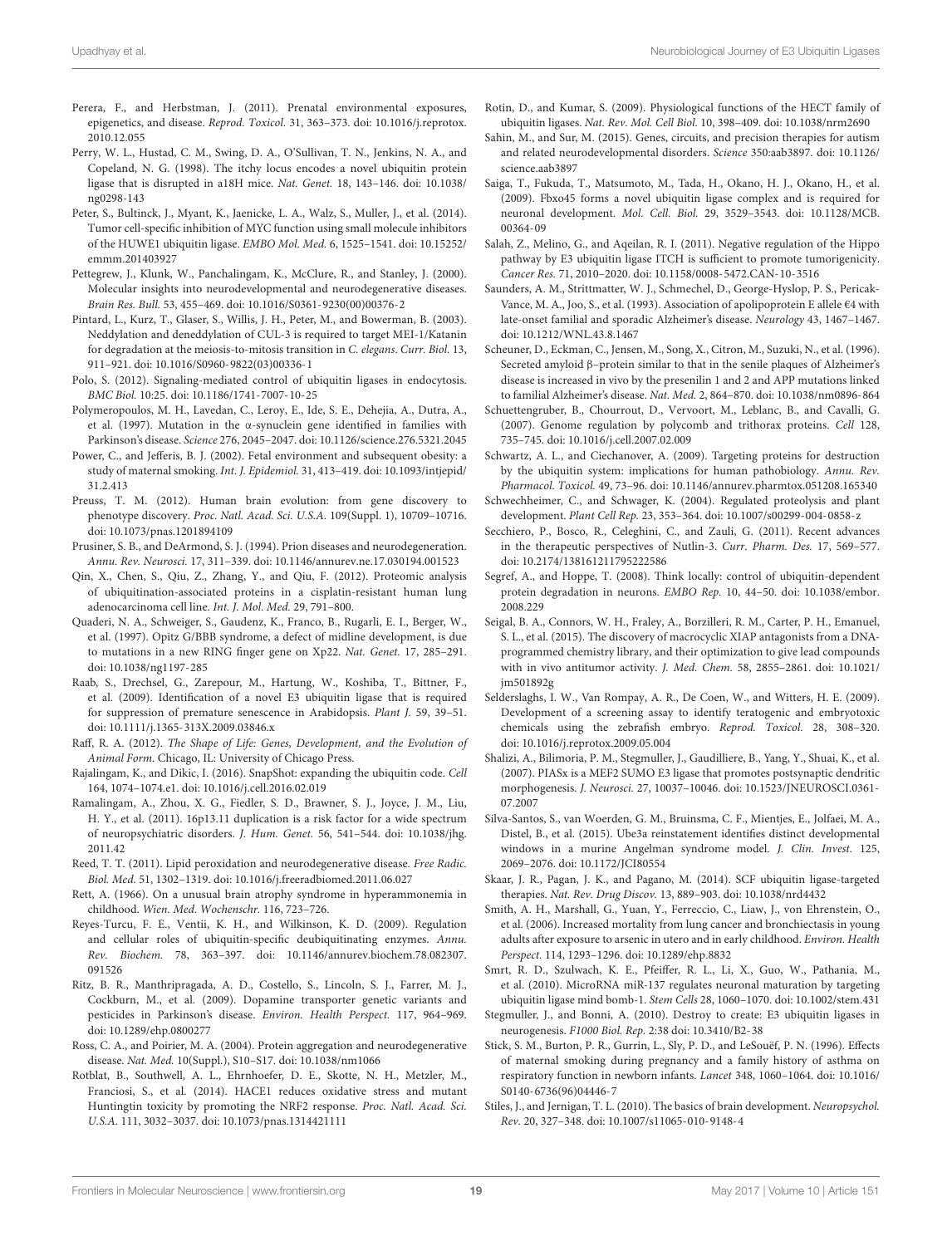Perera, F., and Herbstman, J. (2011). Prenatal environmental exposures, epigenetics, and disease. *Reprod. Toxicol.* 31, 363–373. doi: 10.1016/j.reprotox.2010.12.055

Perry, W. L., Hustad, C. M., Swing, D. A., O'Sullivan, T. N., Jenkins, N. A., and Copeland, N. G. (1998). The itchy locus encodes a novel ubiquitin protein ligase that is disrupted in a18H mice. *Nat. Genet.* 18, 143–146. doi: 10.1038/ng0298-143

Peter, S., Bultinck, J., Myant, K., Jaenicke, L. A., Walz, S., Muller, J., et al. (2014). Tumor cell-specific inhibition of MYC function using small molecule inhibitors of the HUWE1 ubiquitin ligase. *EMBO Mol. Med.* 6, 1525–1541. doi: 10.15252/emmm.201403927

Pettegrew, J., Klunk, W., Panchalingam, K., McClure, R., and Stanley, J. (2000). Molecular insights into neurodevelopmental and neurodegenerative diseases. *Brain Res. Bull.* 53, 455–469. doi: 10.1016/S0361-9230(00)00376-2

Pintard, L., Kurz, T., Glaser, S., Willis, J. H., Peter, M., and Bowerman, B. (2003). Neddylation and deneddylation of CUL-3 is required to target MEI-1/Katanin for degradation at the meiosis-to-mitosis transition in *C. elegans*. *Curr. Biol.* 13, 911–921. doi: 10.1016/S0960-9822(03)00336-1

Polo, S. (2012). Signaling-mediated control of ubiquitin ligases in endocytosis. *BMC Biol.* 10:25. doi: 10.1186/1741-7007-10-25

Polymeropoulos, M. H., Lavedan, C., Leroy, E., Ide, S. E., Dehejia, A., Dutra, A., et al. (1997). Mutation in the α-synuclein gene identified in families with Parkinson's disease. *Science* 276, 2045–2047. doi: 10.1126/science.276.5321.2045

Power, C., and Jefferis, B. J. (2002). Fetal environment and subsequent obesity: a study of maternal smoking. *Int. J. Epidemiol.* 31, 413–419. doi: 10.1093/intjepid/31.2.413

Preuss, T. M. (2012). Human brain evolution: from gene discovery to phenotype discovery. *Proc. Natl. Acad. Sci. U.S.A.* 109(Suppl. 1), 10709–10716. doi: 10.1073/pnas.1201894109

Prusiner, S. B., and DeArmond, S. J. (1994). Prion diseases and neurodegeneration. *Annu. Rev. Neurosci.* 17, 311–339. doi: 10.1146/annurev.ne.17.030194.001523

Qin, X., Chen, S., Qiu, Z., Zhang, Y., and Qiu, F. (2012). Proteomic analysis of ubiquitination-associated proteins in a cisplatin-resistant human lung adenocarcinoma cell line. *Int. J. Mol. Med.* 29, 791–800.

Quaderi, N. A., Schweiger, S., Gaudenz, K., Franco, B., Rugarli, E. I., Berger, W., et al. (1997). Opitz G/BBB syndrome, a defect of midline development, is due to mutations in a new RING finger gene on Xp22. *Nat. Genet.* 17, 285–291. doi: 10.1038/ng1197-285

Raab, S., Drechsel, G., Zarepour, M., Hartung, W., Koshiba, T., Bittner, F., et al. (2009). Identification of a novel E3 ubiquitin ligase that is required for suppression of premature senescence in Arabidopsis. *Plant J.* 59, 39–51. doi: 10.1111/j.1365-313X.2009.03846.x

Raff, R. A. (2012). *The Shape of Life: Genes, Development, and the Evolution of Animal Form.* Chicago, IL: University of Chicago Press.

Rajalingam, K., and Dikic, I. (2016). SnapShot: expanding the ubiquitin code. *Cell* 164, 1074–1074.e1. doi: 10.1016/j.cell.2016.02.019

Ramalingam, A., Zhou, X. G., Fiedler, S. D., Brawner, S. J., Joyce, J. M., Liu, H. Y., et al. (2011). 16p13.11 duplication is a risk factor for a wide spectrum of neuropsychiatric disorders. *J. Hum. Genet.* 56, 541–544. doi: 10.1038/jhg.2011.42

Reed, T. T. (2011). Lipid peroxidation and neurodegenerative disease. *Free Radic. Biol. Med.* 51, 1302–1319. doi: 10.1016/j.freeradbiomed.2011.06.027

Rett, A. (1966). On a unusual brain atrophy syndrome in hyperammonemia in childhood. *Wien. Med. Wochenschr.* 116, 723–726.

Reyes-Turcu, F. E., Ventii, K. H., and Wilkinson, K. D. (2009). Regulation and cellular roles of ubiquitin-specific deubiquitinating enzymes. *Annu. Rev. Biochem.* 78, 363–397. doi: 10.1146/annurev.biochem.78.082307.091526

Ritz, B. R., Manthripragada, A. D., Costello, S., Lincoln, S. J., Farrer, M. J., Cockburn, M., et al. (2009). Dopamine transporter genetic variants and pesticides in Parkinson's disease. *Environ. Health Perspect.* 117, 964–969. doi: 10.1289/ehp.0800277

Ross, C. A., and Poirier, M. A. (2004). Protein aggregation and neurodegenerative disease. *Nat. Med.* 10(Suppl.), S10–S17. doi: 10.1038/nm1066

Rotblat, B., Southwell, A. L., Ehrnhoefer, D. E., Skotte, N. H., Metzler, M., Franciosi, S., et al. (2014). HACE1 reduces oxidative stress and mutant Huntingtin toxicity by promoting the NRF2 response. *Proc. Natl. Acad. Sci. U.S.A.* 111, 3032–3037. doi: 10.1073/pnas.1314421111

Rotin, D., and Kumar, S. (2009). Physiological functions of the HECT family of ubiquitin ligases. *Nat. Rev. Mol. Cell Biol.* 10, 398–409. doi: 10.1038/nrm2690

Sahin, M., and Sur, M. (2015). Genes, circuits, and precision therapies for autism and related neurodevelopmental disorders. *Science* 350:aab3897. doi: 10.1126/science.aab3897

Saiga, T., Fukuda, T., Matsumoto, M., Tada, H., Okano, H. J., Okano, H., et al. (2009). Fbxo45 forms a novel ubiquitin ligase complex and is required for neuronal development. *Mol. Cell. Biol.* 29, 3529–3543. doi: 10.1128/MCB.00364-09

Salah, Z., Melino, G., and Aqeilan, R. I. (2011). Negative regulation of the Hippo pathway by E3 ubiquitin ligase ITCH is sufficient to promote tumorigenicity. *Cancer Res.* 71, 2010–2020. doi: 10.1158/0008-5472.CAN-10-3516

Saunders, A. M., Strittmatter, W. J., Schmechel, D., George-Hyslop, P. S., Pericak-Vance, M. A., Joo, S., et al. (1993). Association of apolipoprotein E allele €4 with late-onset familial and sporadic Alzheimer's disease. *Neurology* 43, 1467–1467. doi: 10.1212/WNL.43.8.1467

Scheuner, D., Eckman, C., Jensen, M., Song, X., Citron, M., Suzuki, N., et al. (1996). Secreted amyloid β–protein similar to that in the senile plaques of Alzheimer's disease is increased in vivo by the presenilin 1 and 2 and APP mutations linked to familial Alzheimer's disease. *Nat. Med.* 2, 864–870. doi: 10.1038/nm0896-864

Schuettengruber, B., Chourrout, D., Vervoort, M., Leblanc, B., and Cavalli, G. (2007). Genome regulation by polycomb and trithorax proteins. *Cell* 128, 735–745. doi: 10.1016/j.cell.2007.02.009

Schwartz, A. L., and Ciechanover, A. (2009). Targeting proteins for destruction by the ubiquitin system: implications for human pathobiology. *Annu. Rev. Pharmacol. Toxicol.* 49, 73–96. doi: 10.1146/annurev.pharmtox.051208.165340

Schwechheimer, C., and Schwager, K. (2004). Regulated proteolysis and plant development. *Plant Cell Rep.* 23, 353–364. doi: 10.1007/s00299-004-0858-z

Secchiero, P., Bosco, R., Celeghini, C., and Zauli, G. (2011). Recent advances in the therapeutic perspectives of Nutlin-3. *Curr. Pharm. Des.* 17, 569–577. doi: 10.2174/138161211795222586

Segref, A., and Hoppe, T. (2008). Think locally: control of ubiquitin-dependent protein degradation in neurons. *EMBO Rep.* 10, 44–50. doi: 10.1038/embor.2008.229

Seigal, B. A., Connors, W. H., Fraley, A., Borzilleri, R. M., Carter, P. H., Emanuel, S. L., et al. (2015). The discovery of macrocyclic XIAP antagonists from a DNA-programmed chemistry library, and their optimization to give lead compounds with in vivo antitumor activity. *J. Med. Chem.* 58, 2855–2861. doi: 10.1021/jm501892g

Selderslaghs, I. W., Van Rompay, A. R., De Coen, W., and Witters, H. E. (2009). Development of a screening assay to identify teratogenic and embryotoxic chemicals using the zebrafish embryo. *Reprod. Toxicol.* 28, 308–320. doi: 10.1016/j.reprotox.2009.05.004

Shalizi, A., Bilimoria, P. M., Stegmuller, J., Gaudilliere, B., Yang, Y., Shuai, K., et al. (2007). PIASx is a MEF2 SUMO E3 ligase that promotes postsynaptic dendritic morphogenesis. *J. Neurosci.* 27, 10037–10046. doi: 10.1523/JNEUROSCI.0361-07.2007

Silva-Santos, S., van Woerden, G. M., Bruinsma, C. F., Mientjes, E., Jolfaei, M. A., Distel, B., et al. (2015). Ube3a reinstatement identifies distinct developmental windows in a murine Angelman syndrome model. *J. Clin. Invest.* 125, 2069–2076. doi: 10.1172/JCI80554

Skaar, J. R., Pagan, J. K., and Pagano, M. (2014). SCF ubiquitin ligase-targeted therapies. *Nat. Rev. Drug Discov.* 13, 889–903. doi: 10.1038/nrd4432

Smith, A. H., Marshall, G., Yuan, Y., Ferreccio, C., Liaw, J., von Ehrenstein, O., et al. (2006). Increased mortality from lung cancer and bronchiectasis in young adults after exposure to arsenic in utero and in early childhood. *Environ. Health Perspect.* 114, 1293–1296. doi: 10.1289/ehp.8832

Smrt, R. D., Szulwach, K. E., Pfeiffer, R. L., Li, X., Guo, W., Pathania, M., et al. (2010). MicroRNA miR-137 regulates neuronal maturation by targeting ubiquitin ligase mind bomb-1. *Stem Cells* 28, 1060–1070. doi: 10.1002/stem.431

Stegmuller, J., and Bonni, A. (2010). Destroy to create: E3 ubiquitin ligases in neurogenesis. *F1000 Biol. Rep.* 2:38 doi: 10.3410/B2-38

Stick, S. M., Burton, P. R., Gurrin, L., Sly, P. D., and LeSouëf, P. N. (1996). Effects of maternal smoking during pregnancy and a family history of asthma on respiratory function in newborn infants. *Lancet* 348, 1060–1064. doi: 10.1016/S0140-6736(96)04446-7

Stiles, J., and Jernigan, T. L. (2010). The basics of brain development. *Neuropsychol. Rev.* 20, 327–348. doi: 10.1007/s11065-010-9148-4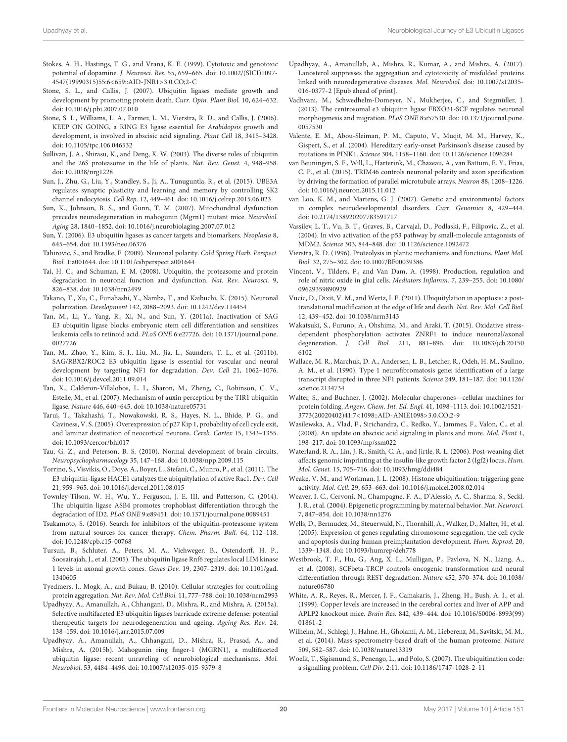Stokes, A. H., Hastings, T. G., and Vrana, K. E. (1999). Cytotoxic and genotoxic potential of dopamine. *J. Neurosci. Res.* 55, 659–665. doi: 10.1002/(SICI)1097-4547(19990315)55:6<659::AID-JNR1>3.0.CO;2-C

Stone, S. L., and Callis, J. (2007). Ubiquitin ligases mediate growth and development by promoting protein death. *Curr. Opin. Plant Biol.* 10, 624–632. doi: 10.1016/j.pbi.2007.07.010

Stone, S. L., Williams, L. A., Farmer, L. M., Vierstra, R. D., and Callis, J. (2006). KEEP ON GOING, a RING E3 ligase essential for *Arabidopsis* growth and development, is involved in abscisic acid signaling. *Plant Cell* 18, 3415–3428. doi: 10.1105/tpc.106.046532

Sullivan, J. A., Shirasu, K., and Deng, X. W. (2003). The diverse roles of ubiquitin and the 26S proteasome in the life of plants. *Nat. Rev. Genet.* 4, 948–958. doi: 10.1038/nrg1228

Sun, J., Zhu, G., Liu, Y., Standley, S., Ji, A., Tunuguntla, R., et al. (2015). UBE3A regulates synaptic plasticity and learning and memory by controlling SK2 channel endocytosis. *Cell Rep.* 12, 449–461. doi: 10.1016/j.celrep.2015.06.023

Sun, K., Johnson, B. S., and Gunn, T. M. (2007). Mitochondrial dysfunction precedes neurodegeneration in mahogunin (Mgrn1) mutant mice. *Neurobiol. Aging* 28, 1840–1852. doi: 10.1016/j.neurobiolaging.2007.07.012

Sun, Y. (2006). E3 ubiquitin ligases as cancer targets and biomarkers. *Neoplasia* 8, 645–654. doi: 10.1593/neo.06376

Tahirovic, S., and Bradke, F. (2009). Neuronal polarity. *Cold Spring Harb. Perspect. Biol.* 1:a001644. doi: 10.1101/cshperspect.a001644

Tai, H. C., and Schuman, E. M. (2008). Ubiquitin, the proteasome and protein degradation in neuronal function and dysfunction. *Nat. Rev. Neurosci.* 9, 826–838. doi: 10.1038/nrn2499

Takano, T., Xu, C., Funahashi, Y., Namba, T., and Kaibuchi, K. (2015). Neuronal polarization. *Development* 142, 2088–2093. doi: 10.1242/dev.114454

Tan, M., Li, Y., Yang, R., Xi, N., and Sun, Y. (2011a). Inactivation of SAG E3 ubiquitin ligase blocks embryonic stem cell differentiation and sensitizes leukemia cells to retinoid acid. *PLoS ONE* 6:e27726. doi: 10.1371/journal.pone.0027726

Tan, M., Zhao, Y., Kim, S. J., Liu, M., Jia, L., Saunders, T. L., et al. (2011b). SAG/RBX2/ROC2 E3 ubiquitin ligase is essential for vascular and neural development by targeting NF1 for degradation. *Dev. Cell* 21, 1062–1076. doi: 10.1016/j.devcel.2011.09.014

Tan, X., Calderon-Villalobos, L. I., Sharon, M., Zheng, C., Robinson, C. V., Estelle, M., et al. (2007). Mechanism of auxin perception by the TIR1 ubiquitin ligase. *Nature* 446, 640–645. doi: 10.1038/nature05731

Tarui, T., Takahashi, T., Nowakowski, R. S., Hayes, N. L., Bhide, P. G., and Caviness, V. S. (2005). Overexpression of p27 Kip 1, probability of cell cycle exit, and laminar destination of neocortical neurons. *Cereb. Cortex* 15, 1343–1355. doi: 10.1093/cercor/bhi017

Tau, G. Z., and Peterson, B. S. (2010). Normal development of brain circuits. *Neuropsychopharmacology* 35, 147–168. doi: 10.1038/npp.2009.115

Torrino, S., Visvikis, O., Doye, A., Boyer, L., Stefani, C., Munro, P., et al. (2011). The E3 ubiquitin-ligase HACE1 catalyzes the ubiquitylation of active Rac1. *Dev. Cell* 21, 959–965. doi: 10.1016/j.devcel.2011.08.015

Townley-Tilson, W. H., Wu, Y., Ferguson, J. E. III, and Patterson, C. (2014). The ubiquitin ligase ASB4 promotes trophoblast differentiation through the degradation of ID2. *PLoS ONE* 9:e89451. doi: 10.1371/journal.pone.0089451

Tsukamoto, S. (2016). Search for inhibitors of the ubiquitin-proteasome system from natural sources for cancer therapy. *Chem. Pharm. Bull.* 64, 112–118. doi: 10.1248/cpb.c15-00768

Tursun, B., Schluter, A., Peters, M. A., Viehweger, B., Ostendorff, H. P., Soosairajah, J., et al. (2005). The ubiquitin ligase Rnf6 regulates local LIM kinase 1 levels in axonal growth cones. *Genes Dev.* 19, 2307–2319. doi: 10.1101/gad.1340605

Tyedmers, J., Mogk, A., and Bukau, B. (2010). Cellular strategies for controlling protein aggregation. *Nat. Rev. Mol. Cell Biol.* 11, 777–788. doi: 10.1038/nrm2993

Upadhyay, A., Amanullah, A., Chhangani, D., Mishra, R., and Mishra, A. (2015a). Selective multifaceted E3 ubiquitin ligases barricade extreme defense: potential therapeutic targets for neurodegeneration and ageing. *Ageing Res. Rev.* 24, 138–159. doi: 10.1016/j.arr.2015.07.009

Upadhyay, A., Amanullah, A., Chhangani, D., Mishra, R., Prasad, A., and Mishra, A. (2015b). Mahogunin ring finger-1 (MGRN1), a multifaceted ubiquitin ligase: recent unraveling of neurobiological mechanisms. *Mol. Neurobiol.* 53, 4484–4496. doi: 10.1007/s12035-015-9379-8

Upadhyay, A., Amanullah, A., Mishra, R., Kumar, A., and Mishra, A. (2017). Lanosterol suppresses the aggregation and cytotoxicity of misfolded proteins linked with neurodegenerative diseases. *Mol. Neurobiol.* doi: 10.1007/s12035-016-0377-2 [Epub ahead of print].

Vadhvani, M., Schwedhelm-Domeyer, N., Mukherjee, C., and Stegmüller, J. (2013). The centrosomal e3 ubiquitin ligase FBXO31-SCF regulates neuronal morphogenesis and migration. *PLoS ONE* 8:e57530. doi: 10.1371/journal.pone.0057530

Valente, E. M., Abou-Sleiman, P. M., Caputo, V., Muqit, M. M., Harvey, K., Gispert, S., et al. (2004). Hereditary early-onset Parkinson's disease caused by mutations in PINK1. *Science* 304, 1158–1160. doi: 10.1126/science.1096284

van Beuningen, S. F., Will, L., Harterink, M., Chazeau, A., van Battum, E. Y., Frias, C. P., et al. (2015). TRIM46 controls neuronal polarity and axon specification by driving the formation of parallel microtubule arrays. *Neuron* 88, 1208–1226. doi: 10.1016/j.neuron.2015.11.012

van Loo, K. M., and Martens, G. J. (2007). Genetic and environmental factors in complex neurodevelopmental disorders. *Curr. Genomics* 8, 429–444. doi: 10.2174/138920207783591717

Vassilev, L. T., Vu, B. T., Graves, B., Carvajal, D., Podlaski, F., Filipovic, Z., et al. (2004). In vivo activation of the p53 pathway by small-molecule antagonists of MDM2. *Science* 303, 844–848. doi: 10.1126/science.1092472

Vierstra, R. D. (1996). Proteolysis in plants: mechanisms and functions. *Plant Mol. Biol.* 32, 275–302. doi: 10.1007/BF00039386

Vincent, V., Tilders, F., and Van Dam, A. (1998). Production, regulation and role of nitric oxide in glial cells. *Mediators Inflamm.* 7, 239–255. doi: 10.1080/09629359890929

Vucic, D., Dixit, V. M., and Wertz, I. E. (2011). Ubiquitylation in apoptosis: a post-translational modification at the edge of life and death. *Nat. Rev. Mol. Cell Biol.* 12, 439–452. doi: 10.1038/nrm3143

Wakatsuki, S., Furuno, A., Ohshima, M., and Araki, T. (2015). Oxidative stress-dependent phosphorylation activates ZNRF1 to induce neuronal/axonal degeneration. *J. Cell Biol.* 211, 881–896. doi: 10.1083/jcb.201506102

Wallace, M. R., Marchuk, D. A., Andersen, L. B., Letcher, R., Odeh, H. M., Saulino, A. M., et al. (1990). Type 1 neurofibromatosis gene: identification of a large transcript disrupted in three NF1 patients. *Science* 249, 181–187. doi: 10.1126/science.2134734

Walter, S., and Buchner, J. (2002). Molecular chaperones—cellular machines for protein folding. *Angew. Chem. Int. Ed. Engl.* 41, 1098–1113. doi: 10.1002/1521-3773(20020402)41:7<1098::AID-ANIE1098>3.0.CO;2-9

Wasilewska, A., Vlad, F., Sirichandra, C., Redko, Y., Jammes, F., Valon, C., et al. (2008). An update on abscisic acid signaling in plants and more. *Mol. Plant* 1, 198–217. doi: 10.1093/mp/ssm022

Waterland, R. A., Lin, J. R., Smith, C. A., and Jirtle, R. L. (2006). Post-weaning diet affects genomic imprinting at the insulin-like growth factor 2 (Igf2) locus. *Hum. Mol. Genet.* 15, 705–716. doi: 10.1093/hmg/ddi484

Weake, V. M., and Workman, J. L. (2008). Histone ubiquitination: triggering gene activity. *Mol. Cell.* 29, 653–663. doi: 10.1016/j.molcel.2008.02.014

Weaver, I. C., Cervoni, N., Champagne, F. A., D'Alessio, A. C., Sharma, S., Seckl, J. R., et al. (2004). Epigenetic programming by maternal behavior. *Nat. Neurosci.* 7, 847–854. doi: 10.1038/nn1276

Wells, D., Bermudez, M., Steuerwald, N., Thornhill, A., Walker, D., Malter, H., et al. (2005). Expression of genes regulating chromosome segregation, the cell cycle and apoptosis during human preimplantation development. *Hum. Reprod.* 20, 1339–1348. doi: 10.1093/humrep/deh778

Westbrook, T. F., Hu, G., Ang, X. L., Mulligan, P., Pavlova, N. N., Liang, A., et al. (2008). SCFbeta-TRCP controls oncogenic transformation and neural differentiation through REST degradation. *Nature* 452, 370–374. doi: 10.1038/nature06780

White, A. R., Reyes, R., Mercer, J. F., Camakaris, J., Zheng, H., Bush, A. I., et al. (1999). Copper levels are increased in the cerebral cortex and liver of APP and APLP2 knockout mice. *Brain Res.* 842, 439–444. doi: 10.1016/S0006-8993(99)01861-2

Wilhelm, M., Schlegl, J., Hahne, H., Gholami, A. M., Lieberenz, M., Savitski, M. M., et al. (2014). Mass-spectrometry-based draft of the human proteome. *Nature* 509, 582–587. doi: 10.1038/nature13319

Woelk, T., Sigismund, S., Penengo, L., and Polo, S. (2007). The ubiquitination code: a signalling problem. *Cell Div.* 2:11. doi: 10.1186/1747-1028-2-11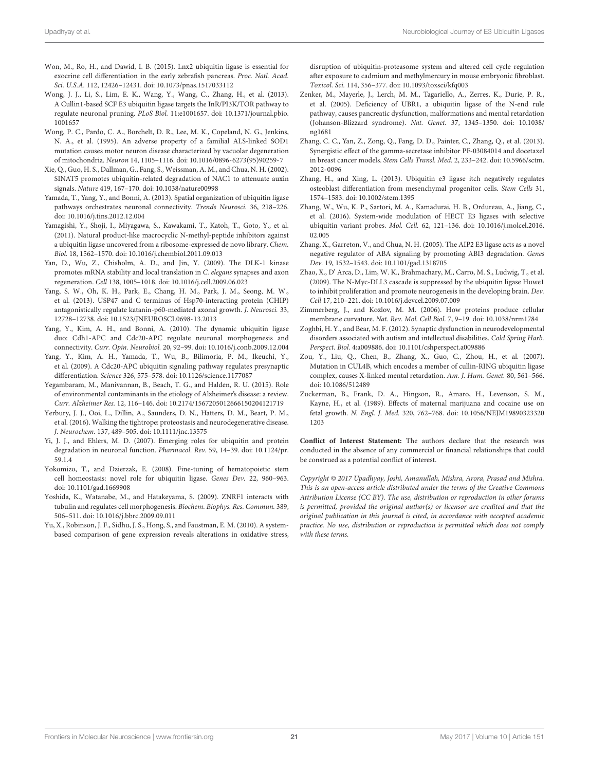Won, M., Ro, H., and Dawid, I. B. (2015). Lnx2 ubiquitin ligase is essential for exocrine cell differentiation in the early zebrafish pancreas. *Proc. Natl. Acad. Sci. U.S.A.* 112, 12426–12431. doi: 10.1073/pnas.1517033112

Wong, J. J., Li, S., Lim, E. K., Wang, Y., Wang, C., Zhang, H., et al. (2013). A Cullin1-based SCF E3 ubiquitin ligase targets the InR/PI3K/TOR pathway to regulate neuronal pruning. *PLoS Biol.* 11:e1001657. doi: 10.1371/journal.pbio.1001657

Wong, P. C., Pardo, C. A., Borchelt, D. R., Lee, M. K., Copeland, N. G., Jenkins, N. A., et al. (1995). An adverse property of a familial ALS-linked SOD1 mutation causes motor neuron disease characterized by vacuolar degeneration of mitochondria. *Neuron* 14, 1105–1116. doi: 10.1016/0896-6273(95)90259-7

Xie, Q., Guo, H. S., Dallman, G., Fang, S., Weissman, A. M., and Chua, N. H. (2002). SINAT5 promotes ubiquitin-related degradation of NAC1 to attenuate auxin signals. *Nature* 419, 167–170. doi: 10.1038/nature00998

Yamada, T., Yang, Y., and Bonni, A. (2013). Spatial organization of ubiquitin ligase pathways orchestrates neuronal connectivity. *Trends Neurosci.* 36, 218–226. doi: 10.1016/j.tins.2012.12.004

Yamagishi, Y., Shoji, I., Miyagawa, S., Kawakami, T., Katoh, T., Goto, Y., et al. (2011). Natural product-like macrocyclic N-methyl-peptide inhibitors against a ubiquitin ligase uncovered from a ribosome-expressed de novo library. *Chem. Biol.* 18, 1562–1570. doi: 10.1016/j.chembiol.2011.09.013

Yan, D., Wu, Z., Chisholm, A. D., and Jin, Y. (2009). The DLK-1 kinase promotes mRNA stability and local translation in *C. elegans* synapses and axon regeneration. *Cell* 138, 1005–1018. doi: 10.1016/j.cell.2009.06.023

Yang, S. W., Oh, K. H., Park, E., Chang, H. M., Park, J. M., Seong, M. W., et al. (2013). USP47 and C terminus of Hsp70-interacting protein (CHIP) antagonistically regulate katanin-p60-mediated axonal growth. *J. Neurosci.* 33, 12728–12738. doi: 10.1523/JNEUROSCI.0698-13.2013

Yang, Y., Kim, A. H., and Bonni, A. (2010). The dynamic ubiquitin ligase duo: Cdh1-APC and Cdc20-APC regulate neuronal morphogenesis and connectivity. *Curr. Opin. Neurobiol.* 20, 92–99. doi: 10.1016/j.conb.2009.12.004

Yang, Y., Kim, A. H., Yamada, T., Wu, B., Bilimoria, P. M., Ikeuchi, Y., et al. (2009). A Cdc20-APC ubiquitin signaling pathway regulates presynaptic differentiation. *Science* 326, 575–578. doi: 10.1126/science.1177087

Yegambaram, M., Manivannan, B., Beach, T. G., and Halden, R. U. (2015). Role of environmental contaminants in the etiology of Alzheimer's disease: a review. *Curr. Alzheimer Res.* 12, 116–146. doi: 10.2174/1567205012666150204121719

Yerbury, J. J., Ooi, L., Dillin, A., Saunders, D. N., Hatters, D. M., Beart, P. M., et al. (2016). Walking the tightrope: proteostasis and neurodegenerative disease. *J. Neurochem.* 137, 489–505. doi: 10.1111/jnc.13575

Yi, J. J., and Ehlers, M. D. (2007). Emerging roles for ubiquitin and protein degradation in neuronal function. *Pharmacol. Rev.* 59, 14–39. doi: 10.1124/pr.59.1.4

Yokomizo, T., and Dzierzak, E. (2008). Fine-tuning of hematopoietic stem cell homeostasis: novel role for ubiquitin ligase. *Genes Dev.* 22, 960–963. doi: 10.1101/gad.1669908

Yoshida, K., Watanabe, M., and Hatakeyama, S. (2009). ZNRF1 interacts with tubulin and regulates cell morphogenesis. *Biochem. Biophys. Res. Commun.* 389, 506–511. doi: 10.1016/j.bbrc.2009.09.011

Yu, X., Robinson, J. F., Sidhu, J. S., Hong, S., and Faustman, E. M. (2010). A system-based comparison of gene expression reveals alterations in oxidative stress, disruption of ubiquitin-proteasome system and altered cell cycle regulation after exposure to cadmium and methylmercury in mouse embryonic fibroblast. *Toxicol. Sci.* 114, 356–377. doi: 10.1093/toxsci/kfq003

Zenker, M., Mayerle, J., Lerch, M. M., Tagariello, A., Zerres, K., Durie, P. R., et al. (2005). Deficiency of UBR1, a ubiquitin ligase of the N-end rule pathway, causes pancreatic dysfunction, malformations and mental retardation (Johanson-Blizzard syndrome). *Nat. Genet.* 37, 1345–1350. doi: 10.1038/ng1681

Zhang, C. C., Yan, Z., Zong, Q., Fang, D. D., Painter, C., Zhang, Q., et al. (2013). Synergistic effect of the gamma-secretase inhibitor PF-03084014 and docetaxel in breast cancer models. *Stem Cells Transl. Med.* 2, 233–242. doi: 10.5966/sctm.2012-0096

Zhang, H., and Xing, L. (2013). Ubiquitin e3 ligase itch negatively regulates osteoblast differentiation from mesenchymal progenitor cells. *Stem Cells* 31, 1574–1583. doi: 10.1002/stem.1395

Zhang, W., Wu, K. P., Sartori, M. A., Kamadurai, H. B., Ordureau, A., Jiang, C., et al. (2016). System-wide modulation of HECT E3 ligases with selective ubiquitin variant probes. *Mol. Cell.* 62, 121–136. doi: 10.1016/j.molcel.2016.02.005

Zhang, X., Garreton, V., and Chua, N. H. (2005). The AIP2 E3 ligase acts as a novel negative regulator of ABA signaling by promoting ABI3 degradation. *Genes Dev.* 19, 1532–1543. doi: 10.1101/gad.1318705

Zhao, X., D' Arca, D., Lim, W. K., Brahmachary, M., Carro, M. S., Ludwig, T., et al. (2009). The N-Myc-DLL3 cascade is suppressed by the ubiquitin ligase Huwe1 to inhibit proliferation and promote neurogenesis in the developing brain. *Dev. Cell* 17, 210–221. doi: 10.1016/j.devcel.2009.07.009

Zimmerberg, J., and Kozlov, M. M. (2006). How proteins produce cellular membrane curvature. *Nat. Rev. Mol. Cell Biol.* 7, 9–19. doi: 10.1038/nrm1784

Zoghbi, H. Y., and Bear, M. F. (2012). Synaptic dysfunction in neurodevelopmental disorders associated with autism and intellectual disabilities. *Cold Spring Harb. Perspect. Biol.* 4:a009886. doi: 10.1101/cshperspect.a009886

Zou, Y., Liu, Q., Chen, B., Zhang, X., Guo, C., Zhou, H., et al. (2007). Mutation in CUL4B, which encodes a member of cullin-RING ubiquitin ligase complex, causes X-linked mental retardation. *Am. J. Hum. Genet.* 80, 561–566. doi: 10.1086/512489

Zuckerman, B., Frank, D. A., Hingson, R., Amaro, H., Levenson, S. M., Kayne, H., et al. (1989). Effects of maternal marijuana and cocaine use on fetal growth. *N. Engl. J. Med.* 320, 762–768. doi: 10.1056/NEJM198903233201203

**Conflict of Interest Statement:** The authors declare that the research was conducted in the absence of any commercial or financial relationships that could be construed as a potential conflict of interest.

*Copyright © 2017 Upadhyay, Joshi, Amanullah, Mishra, Arora, Prasad and Mishra. This is an open-access article distributed under the terms of the Creative Commons Attribution License (CC BY). The use, distribution or reproduction in other forums is permitted, provided the original author(s) or licensor are credited and that the original publication in this journal is cited, in accordance with accepted academic practice. No use, distribution or reproduction is permitted which does not comply with these terms.*